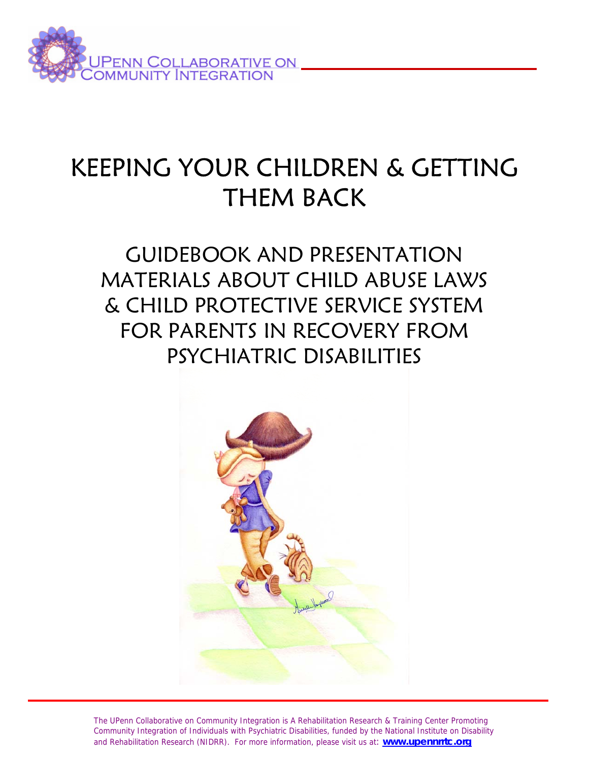UPENN COLLABORATIVE ON COMMUNITY INTEGRATION

# KEEPING YOUR CHILDREN & GETTING THEM BACK

## GUIDEBOOK AND PRESENTATION MATERIALS ABOUT CHILD ABUSE LAWS & CHILD PROTECTIVE SERVICE SYSTEM FOR PARENTS IN RECOVERY FROM PSYCHIATRIC DISABILITIES

The UPenn Collaborative on Community Integration is A Rehabilitation Research & Training Center Promoting Community Integration of Individuals with Psychiatric Disabilities, funded by the National Institute on Disability and Rehabilitation Research (NIDRR). For more information, please visit us at: **www.upennrrtc.org**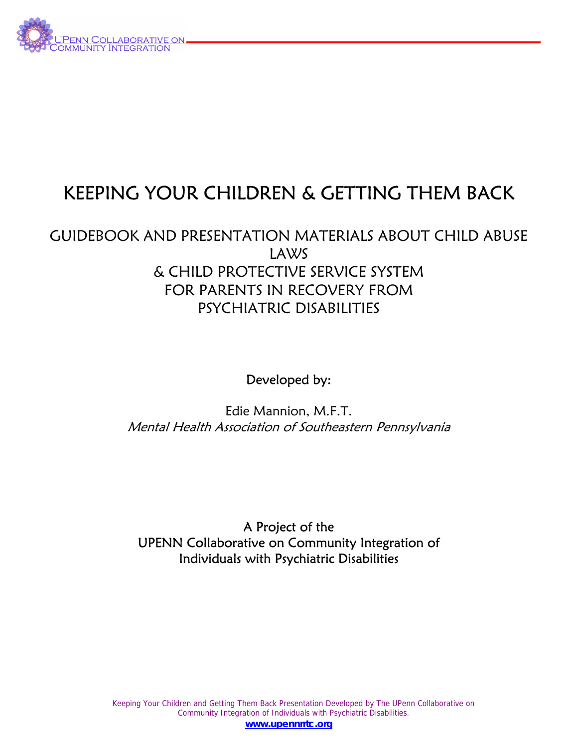# KEEPING YOUR CHILDREN & GETTING THEM BACK

## GUIDEBOOK AND PRESENTATION MATERIALS ABOUT CHILD ABUSE LAWS & CHILD PROTECTIVE SERVICE SYSTEM FOR PARENTS IN RECOVERY FROM PSYCHIATRIC DISABILITIES

Developed by:

Edie Mannion, M.F.T.
*Mental Health Association of Southeastern Pennsylvania*

A Project of the
UPENN Collaborative on Community Integration of Individuals with Psychiatric Disabilities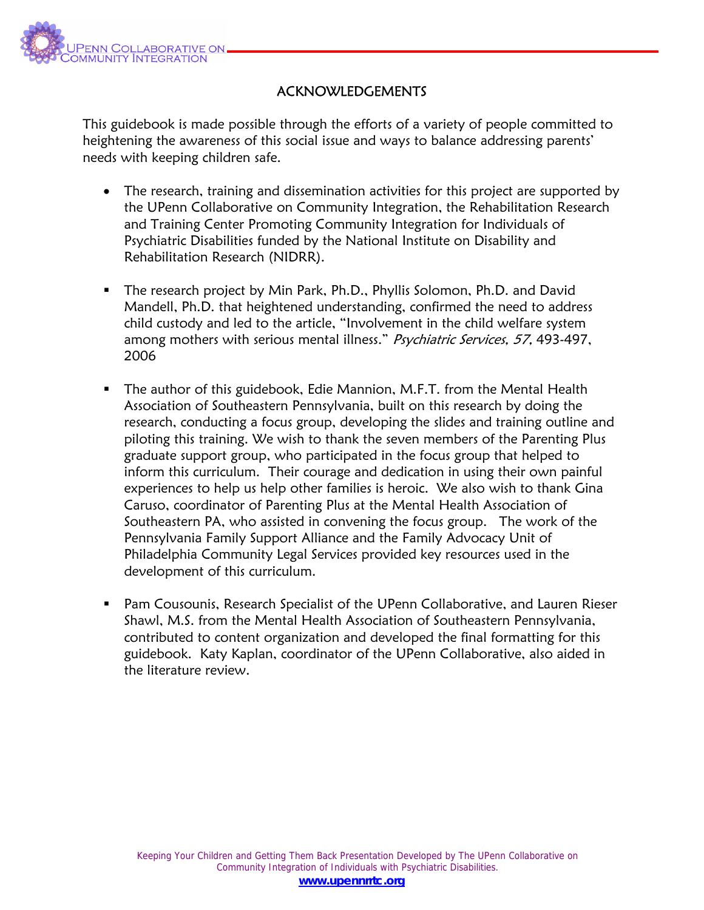## ACKNOWLEDGEMENTS

This guidebook is made possible through the efforts of a variety of people committed to heightening the awareness of this social issue and ways to balance addressing parents' needs with keeping children safe.

- The research, training and dissemination activities for this project are supported by the UPenn Collaborative on Community Integration, the Rehabilitation Research and Training Center Promoting Community Integration for Individuals of Psychiatric Disabilities funded by the National Institute on Disability and Rehabilitation Research (NIDRR).

- The research project by Min Park, Ph.D., Phyllis Solomon, Ph.D. and David Mandell, Ph.D. that heightened understanding, confirmed the need to address child custody and led to the article, "Involvement in the child welfare system among mothers with serious mental illness." *Psychiatric Services, 57,* 493-497, 2006

- The author of this guidebook, Edie Mannion, M.F.T. from the Mental Health Association of Southeastern Pennsylvania, built on this research by doing the research, conducting a focus group, developing the slides and training outline and piloting this training. We wish to thank the seven members of the Parenting Plus graduate support group, who participated in the focus group that helped to inform this curriculum. Their courage and dedication in using their own painful experiences to help us help other families is heroic. We also wish to thank Gina Caruso, coordinator of Parenting Plus at the Mental Health Association of Southeastern PA, who assisted in convening the focus group. The work of the Pennsylvania Family Support Alliance and the Family Advocacy Unit of Philadelphia Community Legal Services provided key resources used in the development of this curriculum.

- Pam Cousounis, Research Specialist of the UPenn Collaborative, and Lauren Rieser Shawl, M.S. from the Mental Health Association of Southeastern Pennsylvania, contributed to content organization and developed the final formatting for this guidebook. Katy Kaplan, coordinator of the UPenn Collaborative, also aided in the literature review.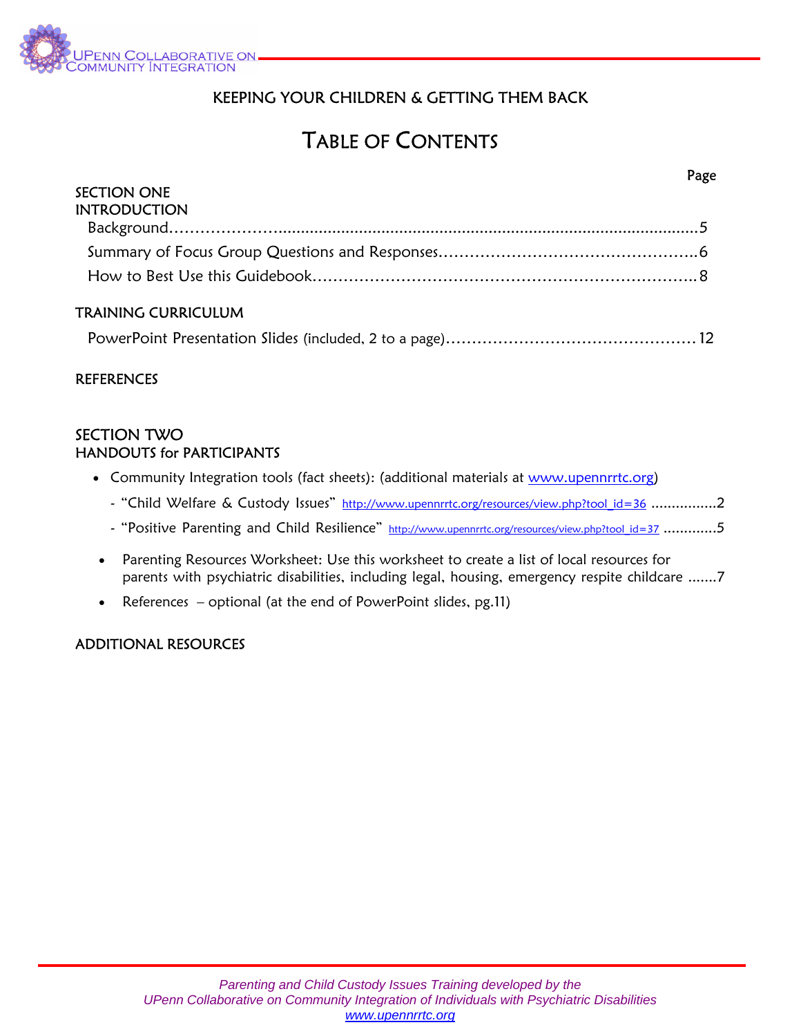KEEPING YOUR CHILDREN & GETTING THEM BACK

# TABLE OF CONTENTS

Page

## SECTION ONE
## INTRODUCTION

Background……………………………………………………………………………………………5

Summary of Focus Group Questions and Responses……………………………………………6

How to Best Use this Guidebook………………………………………………………………8

## TRAINING CURRICULUM

PowerPoint Presentation Slides (included, 2 to a page)…………………………………………12

## REFERENCES

## SECTION TWO
## HANDOUTS for PARTICIPANTS

- Community Integration tools (fact sheets): (additional materials at www.upennrrtc.org)
  - "Child Welfare & Custody Issues" http://www.upennrrtc.org/resources/view.php?tool_id=36 ................2
  - "Positive Parenting and Child Resilience" http://www.upennrrtc.org/resources/view.php?tool_id=37 .............5
- Parenting Resources Worksheet: Use this worksheet to create a list of local resources for parents with psychiatric disabilities, including legal, housing, emergency respite childcare .......7
- References – optional (at the end of PowerPoint slides, pg.11)

## ADDITIONAL RESOURCES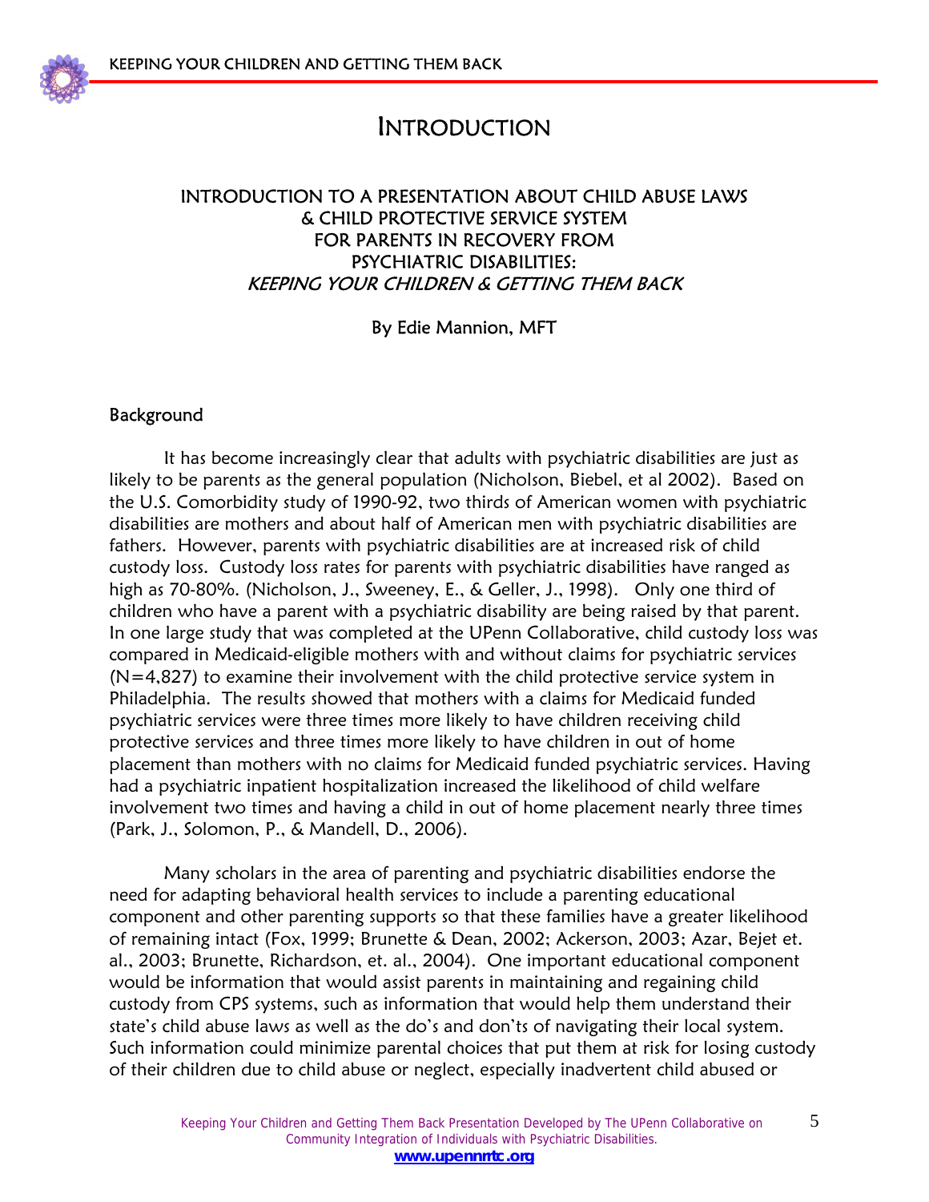# INTRODUCTION

## INTRODUCTION TO A PRESENTATION ABOUT CHILD ABUSE LAWS & CHILD PROTECTIVE SERVICE SYSTEM FOR PARENTS IN RECOVERY FROM PSYCHIATRIC DISABILITIES: *KEEPING YOUR CHILDREN & GETTING THEM BACK*

By Edie Mannion, MFT

### Background

It has become increasingly clear that adults with psychiatric disabilities are just as likely to be parents as the general population (Nicholson, Biebel, et al 2002). Based on the U.S. Comorbidity study of 1990-92, two thirds of American women with psychiatric disabilities are mothers and about half of American men with psychiatric disabilities are fathers. However, parents with psychiatric disabilities are at increased risk of child custody loss. Custody loss rates for parents with psychiatric disabilities have ranged as high as 70-80%. (Nicholson, J., Sweeney, E., & Geller, J., 1998). Only one third of children who have a parent with a psychiatric disability are being raised by that parent. In one large study that was completed at the UPenn Collaborative, child custody loss was compared in Medicaid-eligible mothers with and without claims for psychiatric services (N=4,827) to examine their involvement with the child protective service system in Philadelphia. The results showed that mothers with a claims for Medicaid funded psychiatric services were three times more likely to have children receiving child protective services and three times more likely to have children in out of home placement than mothers with no claims for Medicaid funded psychiatric services. Having had a psychiatric inpatient hospitalization increased the likelihood of child welfare involvement two times and having a child in out of home placement nearly three times (Park, J., Solomon, P., & Mandell, D., 2006).

Many scholars in the area of parenting and psychiatric disabilities endorse the need for adapting behavioral health services to include a parenting educational component and other parenting supports so that these families have a greater likelihood of remaining intact (Fox, 1999; Brunette & Dean, 2002; Ackerson, 2003; Azar, Bejet et. al., 2003; Brunette, Richardson, et. al., 2004). One important educational component would be information that would assist parents in maintaining and regaining child custody from CPS systems, such as information that would help them understand their state's child abuse laws as well as the do's and don'ts of navigating their local system. Such information could minimize parental choices that put them at risk for losing custody of their children due to child abuse or neglect, especially inadvertent child abused or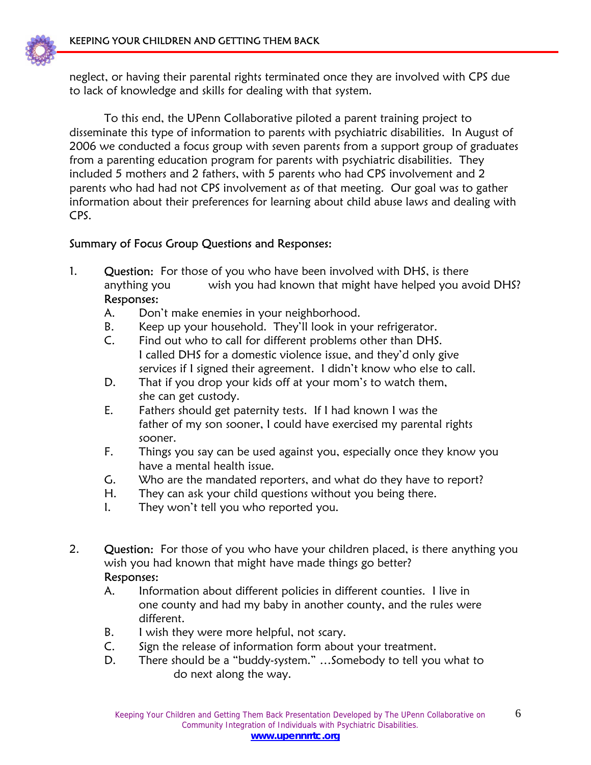neglect, or having their parental rights terminated once they are involved with CPS due to lack of knowledge and skills for dealing with that system.

To this end, the UPenn Collaborative piloted a parent training project to disseminate this type of information to parents with psychiatric disabilities. In August of 2006 we conducted a focus group with seven parents from a support group of graduates from a parenting education program for parents with psychiatric disabilities. They included 5 mothers and 2 fathers, with 5 parents who had CPS involvement and 2 parents who had had not CPS involvement as of that meeting. Our goal was to gather information about their preferences for learning about child abuse laws and dealing with CPS.

Summary of Focus Group Questions and Responses:

1. Question: For those of you who have been involved with DHS, is there anything you wish you had known that might have helped you avoid DHS?
   Responses:
   A. Don't make enemies in your neighborhood.
   B. Keep up your household. They'll look in your refrigerator.
   C. Find out who to call for different problems other than DHS. I called DHS for a domestic violence issue, and they'd only give services if I signed their agreement. I didn't know who else to call.
   D. That if you drop your kids off at your mom's to watch them, she can get custody.
   E. Fathers should get paternity tests. If I had known I was the father of my son sooner, I could have exercised my parental rights sooner.
   F. Things you say can be used against you, especially once they know you have a mental health issue.
   G. Who are the mandated reporters, and what do they have to report?
   H. They can ask your child questions without you being there.
   I. They won't tell you who reported you.

2. Question: For those of you who have your children placed, is there anything you wish you had known that might have made things go better?
   Responses:
   A. Information about different policies in different counties. I live in one county and had my baby in another county, and the rules were different.
   B. I wish they were more helpful, not scary.
   C. Sign the release of information form about your treatment.
   D. There should be a "buddy-system." …Somebody to tell you what to do next along the way.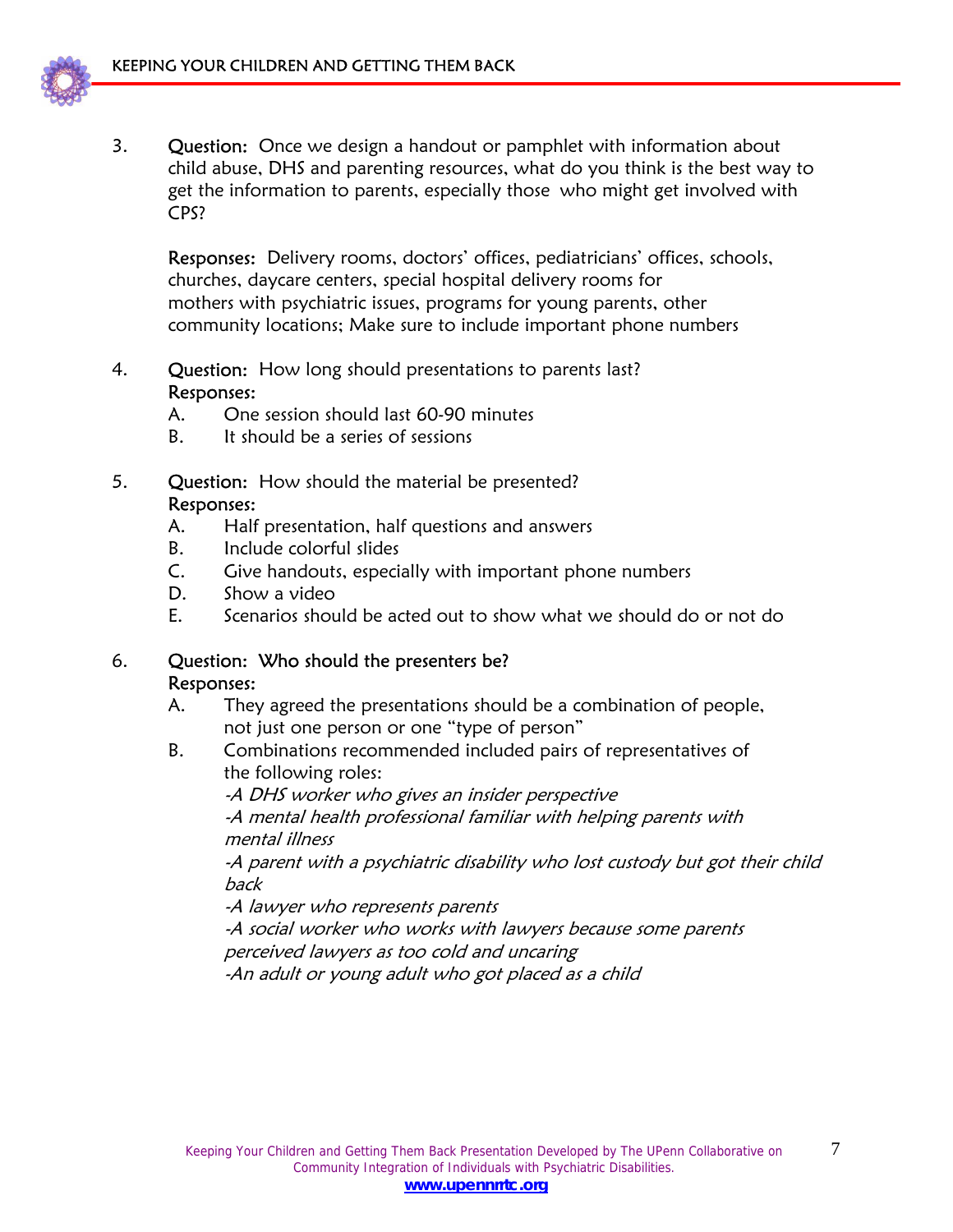3. **Question:** Once we design a handout or pamphlet with information about child abuse, DHS and parenting resources, what do you think is the best way to get the information to parents, especially those who might get involved with CPS?

   **Responses:** Delivery rooms, doctors' offices, pediatricians' offices, schools, churches, daycare centers, special hospital delivery rooms for mothers with psychiatric issues, programs for young parents, other community locations; Make sure to include important phone numbers

4. **Question:** How long should presentations to parents last?
   **Responses:**
   A. One session should last 60-90 minutes
   B. It should be a series of sessions

5. **Question:** How should the material be presented?
   **Responses:**
   A. Half presentation, half questions and answers
   B. Include colorful slides
   C. Give handouts, especially with important phone numbers
   D. Show a video
   E. Scenarios should be acted out to show what we should do or not do

6. **Question:** Who should the presenters be?
   **Responses:**
   A. They agreed the presentations should be a combination of people, not just one person or one "type of person"
   B. Combinations recommended included pairs of representatives of the following roles:
   *-A DHS worker who gives an insider perspective*
   *-A mental health professional familiar with helping parents with mental illness*
   *-A parent with a psychiatric disability who lost custody but got their child back*
   *-A lawyer who represents parents*
   *-A social worker who works with lawyers because some parents perceived lawyers as too cold and uncaring*
   *-An adult or young adult who got placed as a child*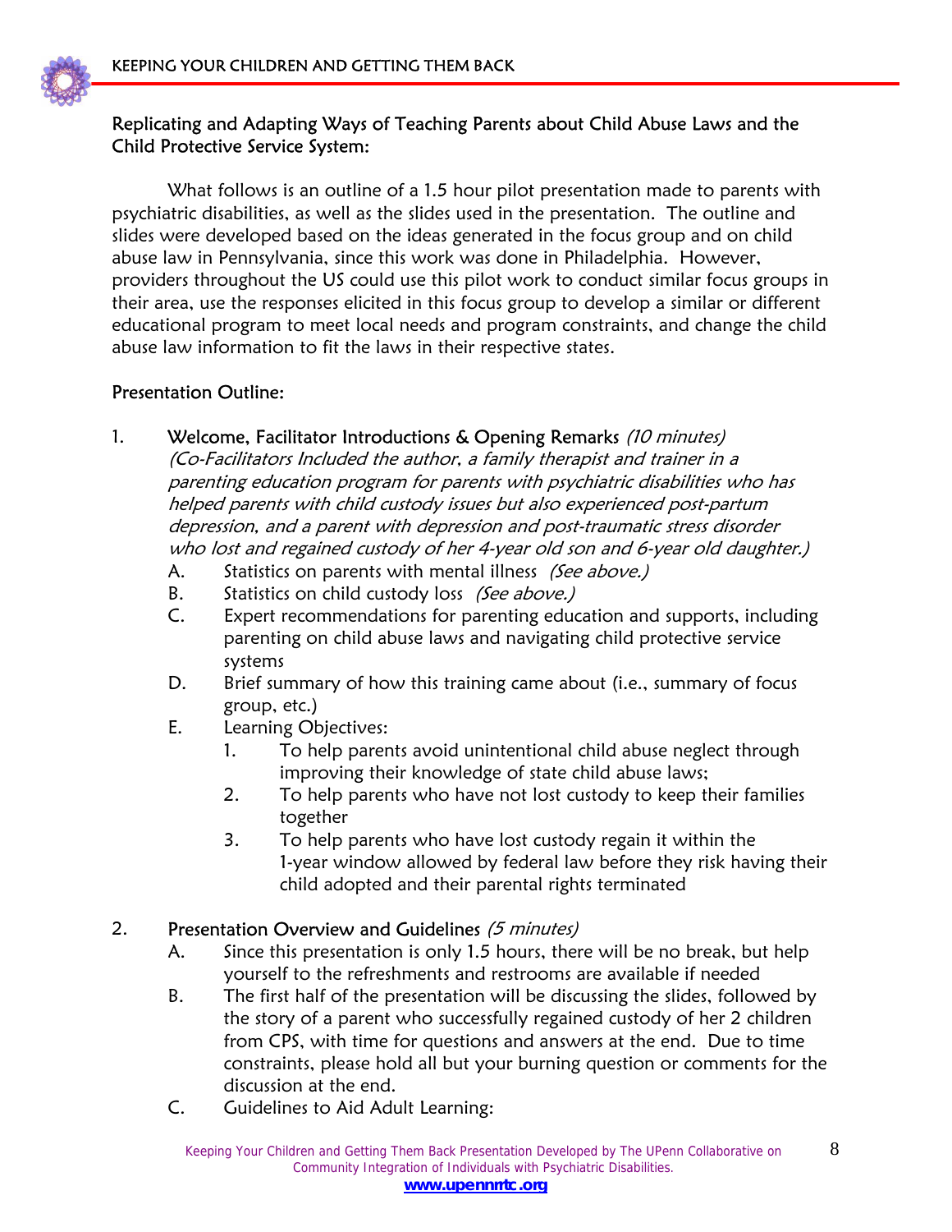## Replicating and Adapting Ways of Teaching Parents about Child Abuse Laws and the Child Protective Service System:

What follows is an outline of a 1.5 hour pilot presentation made to parents with psychiatric disabilities, as well as the slides used in the presentation. The outline and slides were developed based on the ideas generated in the focus group and on child abuse law in Pennsylvania, since this work was done in Philadelphia. However, providers throughout the US could use this pilot work to conduct similar focus groups in their area, use the responses elicited in this focus group to develop a similar or different educational program to meet local needs and program constraints, and change the child abuse law information to fit the laws in their respective states.

## Presentation Outline:

1. Welcome, Facilitator Introductions & Opening Remarks *(10 minutes)* *(Co-Facilitators Included the author, a family therapist and trainer in a parenting education program for parents with psychiatric disabilities who has helped parents with child custody issues but also experienced post-partum depression, and a parent with depression and post-traumatic stress disorder who lost and regained custody of her 4-year old son and 6-year old daughter.)*
   - A. Statistics on parents with mental illness *(See above.)*
   - B. Statistics on child custody loss *(See above.)*
   - C. Expert recommendations for parenting education and supports, including parenting on child abuse laws and navigating child protective service systems
   - D. Brief summary of how this training came about (i.e., summary of focus group, etc.)
   - E. Learning Objectives:
     1. To help parents avoid unintentional child abuse neglect through improving their knowledge of state child abuse laws;
     2. To help parents who have not lost custody to keep their families together
     3. To help parents who have lost custody regain it within the 1-year window allowed by federal law before they risk having their child adopted and their parental rights terminated

2. Presentation Overview and Guidelines *(5 minutes)*
   - A. Since this presentation is only 1.5 hours, there will be no break, but help yourself to the refreshments and restrooms are available if needed
   - B. The first half of the presentation will be discussing the slides, followed by the story of a parent who successfully regained custody of her 2 children from CPS, with time for questions and answers at the end. Due to time constraints, please hold all but your burning question or comments for the discussion at the end.
   - C. Guidelines to Aid Adult Learning: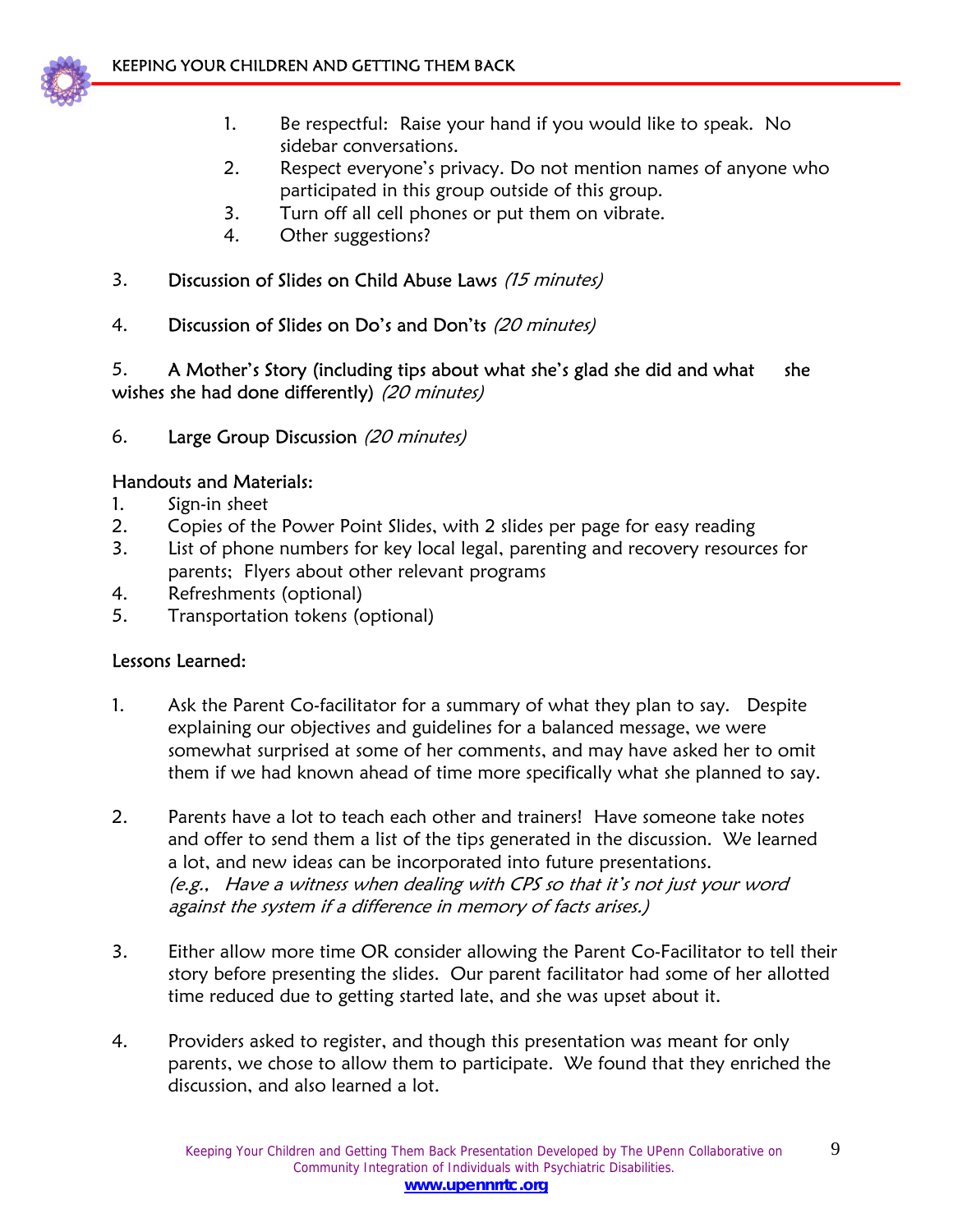1. Be respectful: Raise your hand if you would like to speak. No sidebar conversations.
2. Respect everyone's privacy. Do not mention names of anyone who participated in this group outside of this group.
3. Turn off all cell phones or put them on vibrate.
4. Other suggestions?

3. Discussion of Slides on Child Abuse Laws *(15 minutes)*

4. Discussion of Slides on Do's and Don'ts *(20 minutes)*

5. A Mother's Story (including tips about what she's glad she did and what she wishes she had done differently) *(20 minutes)*

6. Large Group Discussion *(20 minutes)*

**Handouts and Materials:**

1. Sign-in sheet
2. Copies of the Power Point Slides, with 2 slides per page for easy reading
3. List of phone numbers for key local legal, parenting and recovery resources for parents; Flyers about other relevant programs
4. Refreshments (optional)
5. Transportation tokens (optional)

**Lessons Learned:**

1. Ask the Parent Co-facilitator for a summary of what they plan to say. Despite explaining our objectives and guidelines for a balanced message, we were somewhat surprised at some of her comments, and may have asked her to omit them if we had known ahead of time more specifically what she planned to say.

2. Parents have a lot to teach each other and trainers! Have someone take notes and offer to send them a list of the tips generated in the discussion. We learned a lot, and new ideas can be incorporated into future presentations. *(e.g., Have a witness when dealing with CPS so that it's not just your word against the system if a difference in memory of facts arises.)*

3. Either allow more time OR consider allowing the Parent Co-Facilitator to tell their story before presenting the slides. Our parent facilitator had some of her allotted time reduced due to getting started late, and she was upset about it.

4. Providers asked to register, and though this presentation was meant for only parents, we chose to allow them to participate. We found that they enriched the discussion, and also learned a lot.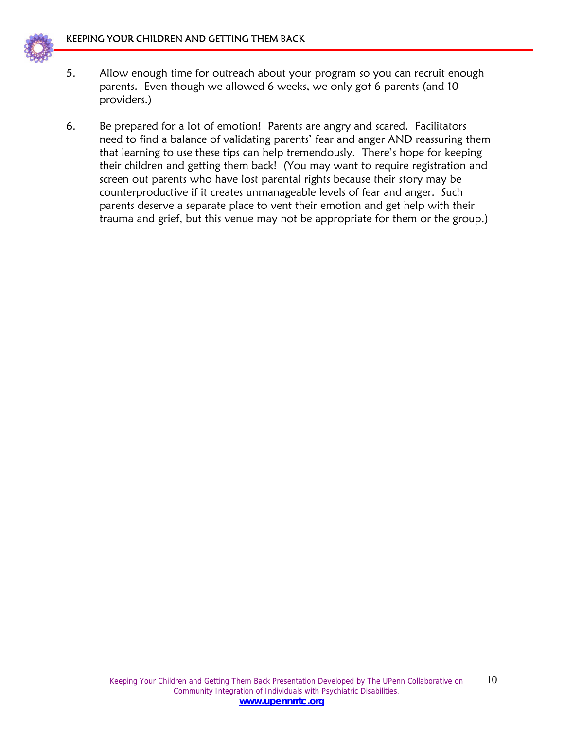5. Allow enough time for outreach about your program so you can recruit enough parents. Even though we allowed 6 weeks, we only got 6 parents (and 10 providers.)

6. Be prepared for a lot of emotion! Parents are angry and scared. Facilitators need to find a balance of validating parents' fear and anger AND reassuring them that learning to use these tips can help tremendously. There's hope for keeping their children and getting them back! (You may want to require registration and screen out parents who have lost parental rights because their story may be counterproductive if it creates unmanageable levels of fear and anger. Such parents deserve a separate place to vent their emotion and get help with their trauma and grief, but this venue may not be appropriate for them or the group.)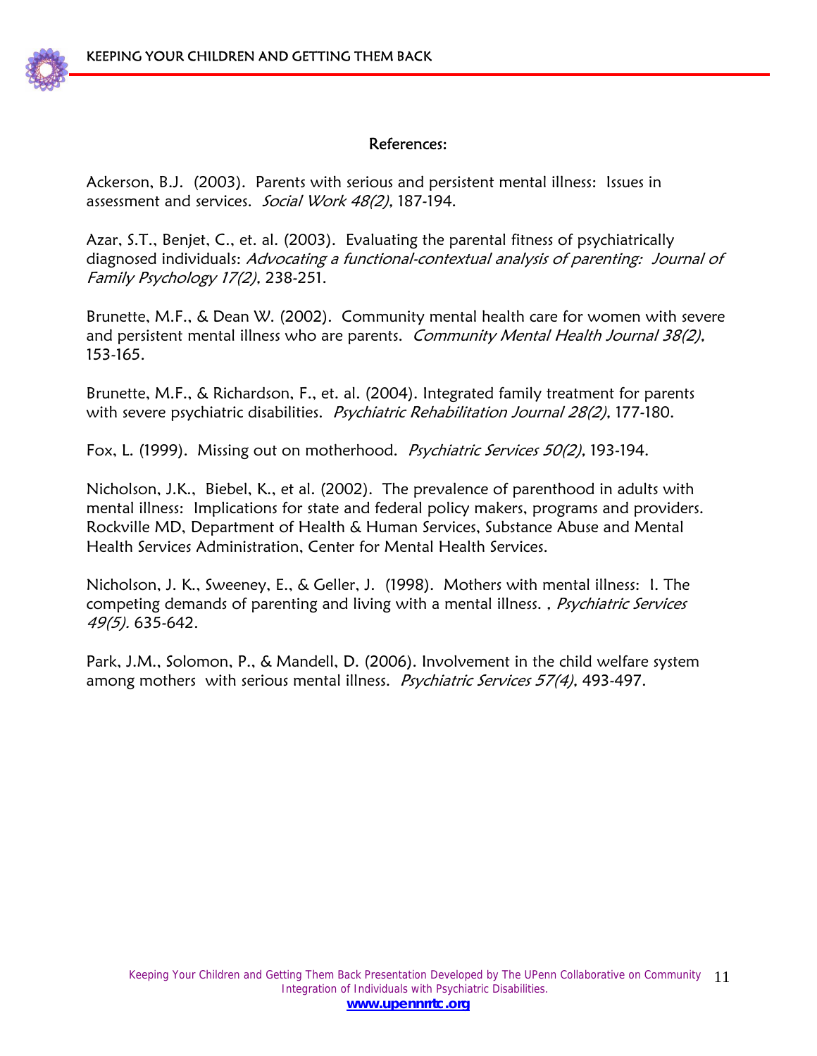## References:

Ackerson, B.J. (2003). Parents with serious and persistent mental illness: Issues in assessment and services. *Social Work 48(2)*, 187-194.

Azar, S.T., Benjet, C., et. al. (2003). Evaluating the parental fitness of psychiatrically diagnosed individuals: *Advocating a functional-contextual analysis of parenting: Journal of Family Psychology 17(2)*, 238-251.

Brunette, M.F., & Dean W. (2002). Community mental health care for women with severe and persistent mental illness who are parents. *Community Mental Health Journal 38(2)*, 153-165.

Brunette, M.F., & Richardson, F., et. al. (2004). Integrated family treatment for parents with severe psychiatric disabilities. *Psychiatric Rehabilitation Journal 28(2)*, 177-180.

Fox, L. (1999). Missing out on motherhood. *Psychiatric Services 50(2)*, 193-194.

Nicholson, J.K., Biebel, K., et al. (2002). The prevalence of parenthood in adults with mental illness: Implications for state and federal policy makers, programs and providers. Rockville MD, Department of Health & Human Services, Substance Abuse and Mental Health Services Administration, Center for Mental Health Services.

Nicholson, J. K., Sweeney, E., & Geller, J. (1998). Mothers with mental illness: I. The competing demands of parenting and living with a mental illness. , *Psychiatric Services 49(5).* 635-642.

Park, J.M., Solomon, P., & Mandell, D. (2006). Involvement in the child welfare system among mothers with serious mental illness. *Psychiatric Services 57(4)*, 493-497.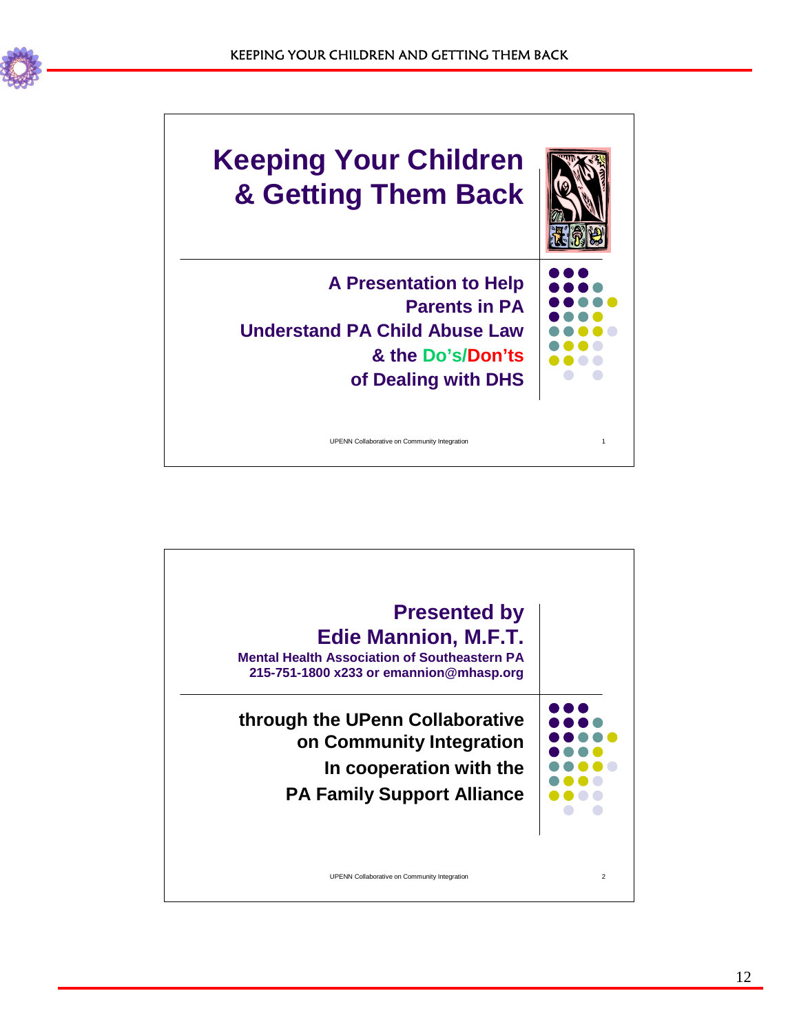## Keeping Your Children & Getting Them Back

**A Presentation to Help Parents in PA Understand PA Child Abuse Law & the Do's/Don'ts of Dealing with DHS**

UPENN Collaborative on Community Integration

---

**Presented by**
**Edie Mannion, M.F.T.**
**Mental Health Association of Southeastern PA**
**215-751-1800 x233 or emannion@mhasp.org**

**through the UPenn Collaborative on Community Integration**
**In cooperation with the PA Family Support Alliance**

UPENN Collaborative on Community Integration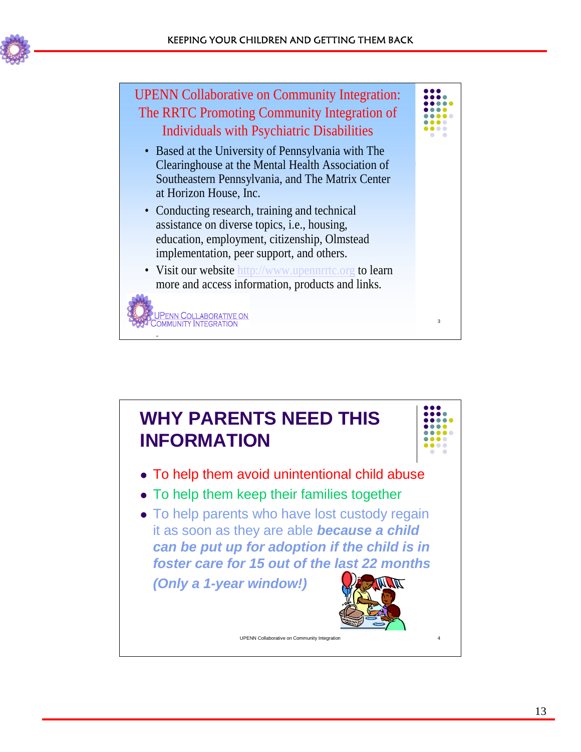## UPENN Collaborative on Community Integration: The RRTC Promoting Community Integration of Individuals with Psychiatric Disabilities

- Based at the University of Pennsylvania with The Clearinghouse at the Mental Health Association of Southeastern Pennsylvania, and The Matrix Center at Horizon House, Inc.
- Conducting research, training and technical assistance on diverse topics, i.e., housing, education, employment, citizenship, Olmstead implementation, peer support, and others.
- Visit our website http://www.upennrrtc.org to learn more and access information, products and links.

UPENN COLLABORATIVE ON COMMUNITY INTEGRATION

3

## WHY PARENTS NEED THIS INFORMATION

- To help them avoid unintentional child abuse
- To help them keep their families together
- To help parents who have lost custody regain it as soon as they are able ***because a child can be put up for adoption if the child is in foster care for 15 out of the last 22 months***

  ***(Only a 1-year window!)***

UPENN Collaborative on Community Integration

4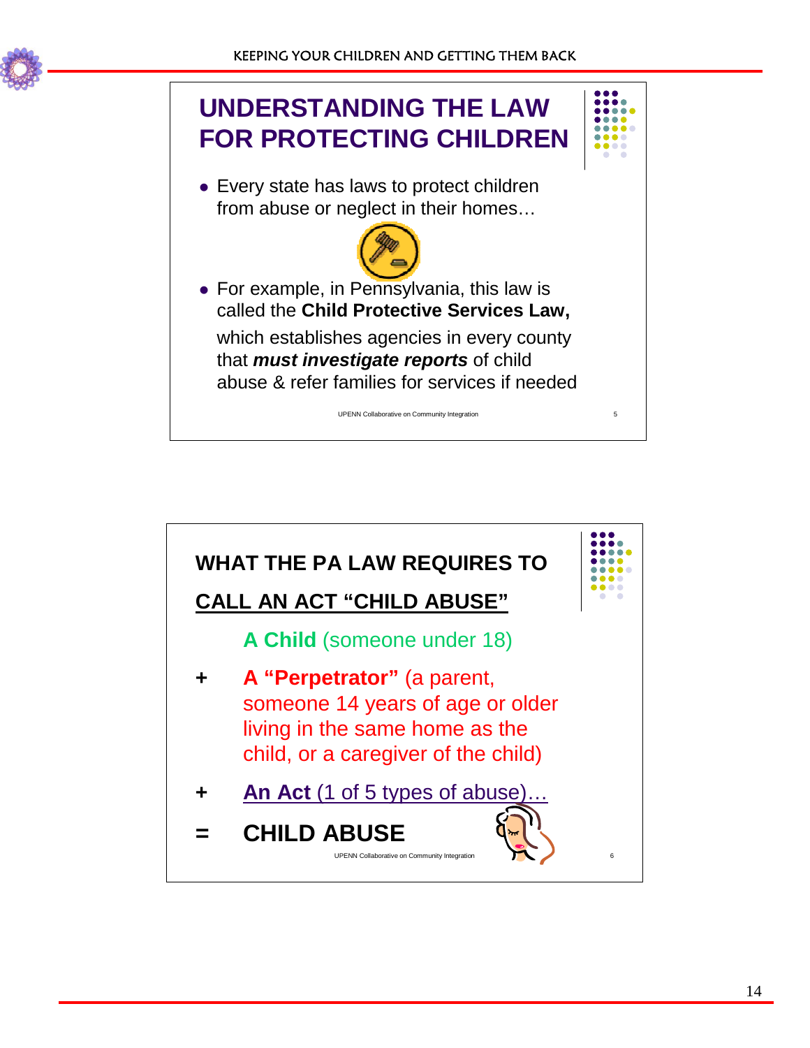## UNDERSTANDING THE LAW FOR PROTECTING CHILDREN

- Every state has laws to protect children from abuse or neglect in their homes…
- For example, in Pennsylvania, this law is called the **Child Protective Services Law,** which establishes agencies in every county that ***must investigate reports*** of child abuse & refer families for services if needed

UPENN Collaborative on Community Integration

## WHAT THE PA LAW REQUIRES TO CALL AN ACT "CHILD ABUSE"

**A Child** (someone under 18)

\+ **A "Perpetrator"** (a parent, someone 14 years of age or older living in the same home as the child, or a caregiver of the child)

\+ **An Act** (1 of 5 types of abuse)…

= **CHILD ABUSE**

UPENN Collaborative on Community Integration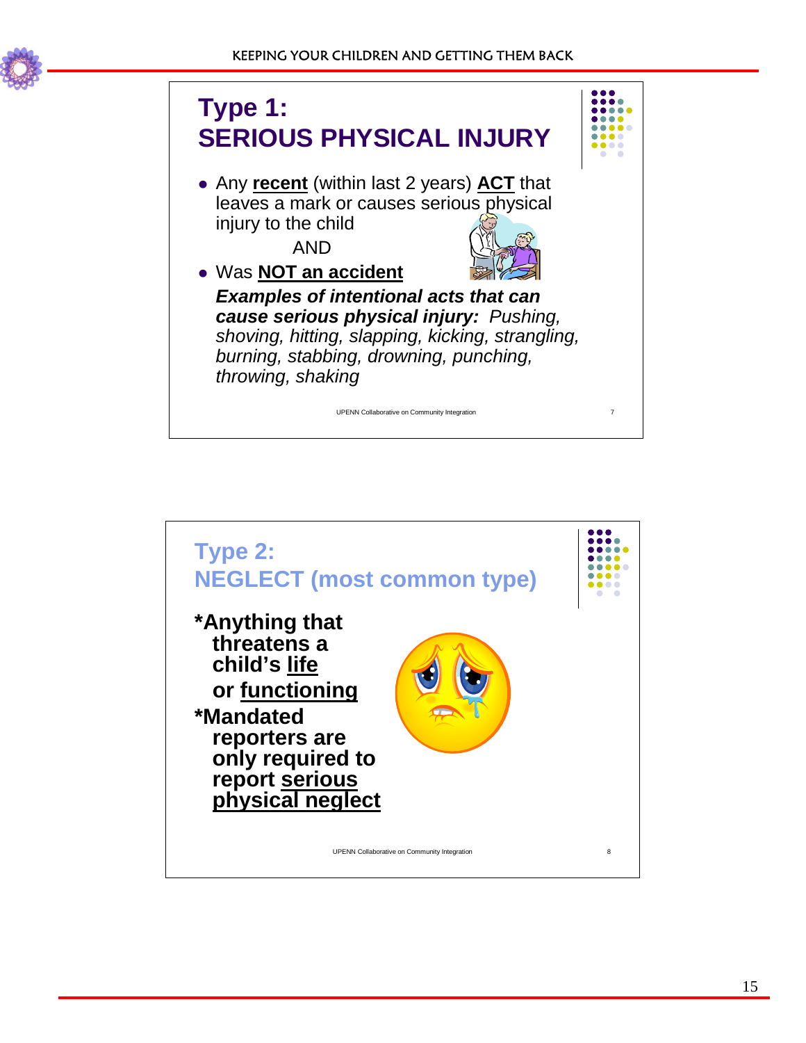## Type 1: SERIOUS PHYSICAL INJURY

- Any **recent** (within last 2 years) **ACT** that leaves a mark or causes serious physical injury to the child

  AND

- Was **NOT an accident**

  ***Examples of intentional acts that can cause serious physical injury:*** *Pushing, shoving, hitting, slapping, kicking, strangling, burning, stabbing, drowning, punching, throwing, shaking*

UPENN Collaborative on Community Integration

## Type 2: NEGLECT (most common type)

**\*Anything that threatens a child's life or functioning**

**\*Mandated reporters are only required to report serious physical neglect**

UPENN Collaborative on Community Integration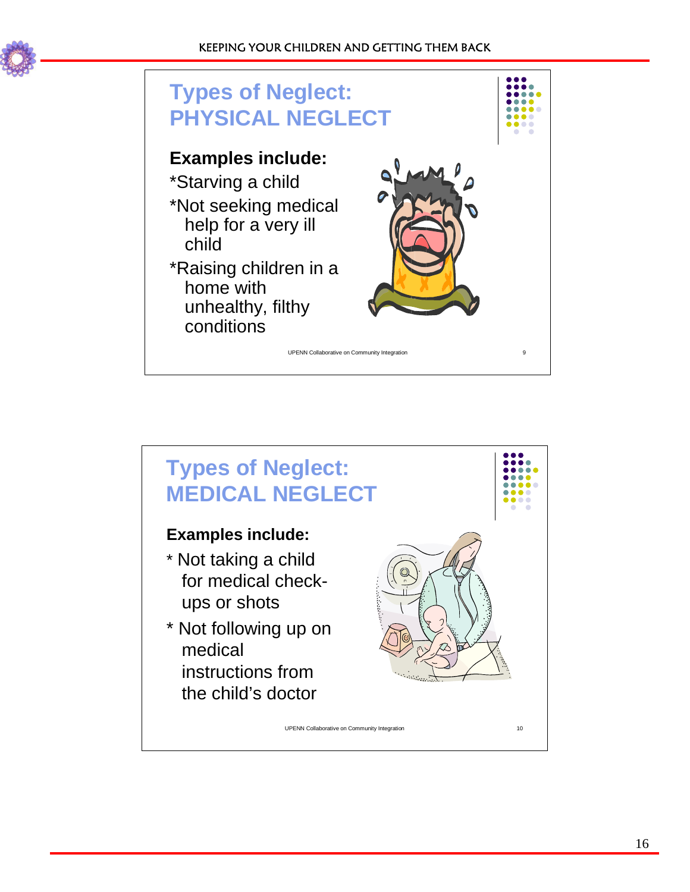## Types of Neglect: PHYSICAL NEGLECT

**Examples include:**

*Starving a child

*Not seeking medical help for a very ill child

*Raising children in a home with unhealthy, filthy conditions

UPENN Collaborative on Community Integration

## Types of Neglect: MEDICAL NEGLECT

**Examples include:**

* Not taking a child for medical check-ups or shots

* Not following up on medical instructions from the child's doctor

UPENN Collaborative on Community Integration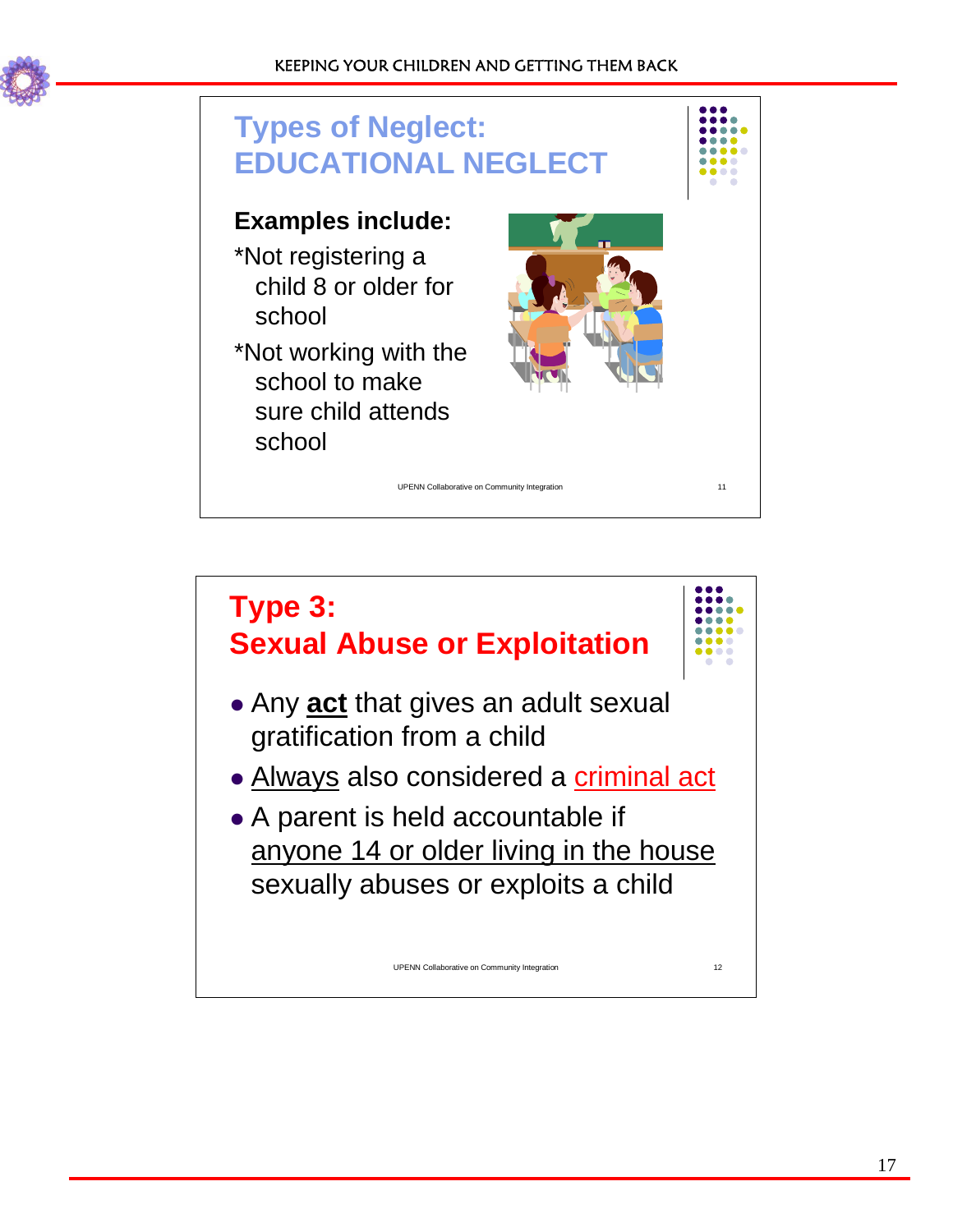## Types of Neglect: EDUCATIONAL NEGLECT

**Examples include:**

*Not registering a child 8 or older for school

*Not working with the school to make sure child attends school

UPENN Collaborative on Community Integration

11

## Type 3: Sexual Abuse or Exploitation

- Any **act** that gives an adult sexual gratification from a child
- Always also considered a criminal act
- A parent is held accountable if anyone 14 or older living in the house sexually abuses or exploits a child

UPENN Collaborative on Community Integration

12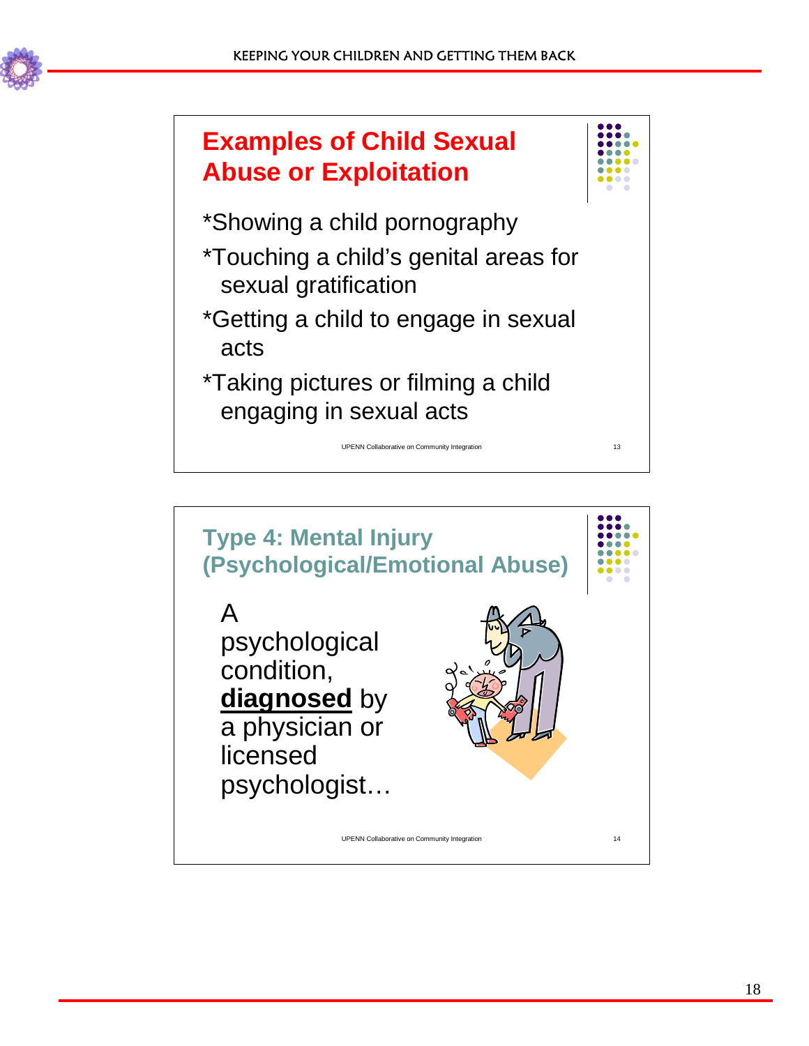## Examples of Child Sexual Abuse or Exploitation

*Showing a child pornography

*Touching a child's genital areas for sexual gratification

*Getting a child to engage in sexual acts

*Taking pictures or filming a child engaging in sexual acts

UPENN Collaborative on Community Integration

## Type 4: Mental Injury (Psychological/Emotional Abuse)

A psychological condition, **diagnosed** by a physician or licensed psychologist…

UPENN Collaborative on Community Integration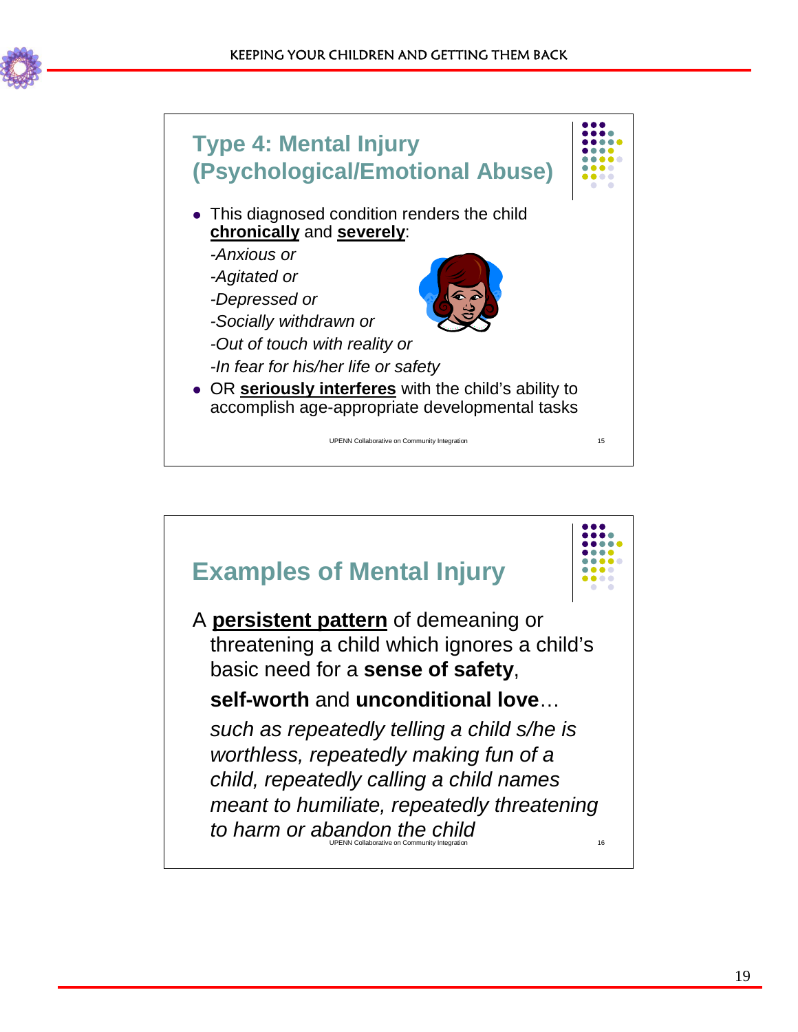## Type 4: Mental Injury (Psychological/Emotional Abuse)

- This diagnosed condition renders the child **chronically** and **severely**:

  *-Anxious or*

  *-Agitated or*

  *-Depressed or*

  *-Socially withdrawn or*

  *-Out of touch with reality or*

  *-In fear for his/her life or safety*
- OR **seriously interferes** with the child's ability to accomplish age-appropriate developmental tasks

UPENN Collaborative on Community Integration

## Examples of Mental Injury

A **persistent pattern** of demeaning or threatening a child which ignores a child's basic need for a **sense of safety**,

**self-worth** and **unconditional love**…

*such as repeatedly telling a child s/he is worthless, repeatedly making fun of a child, repeatedly calling a child names meant to humiliate, repeatedly threatening to harm or abandon the child*

UPENN Collaborative on Community Integration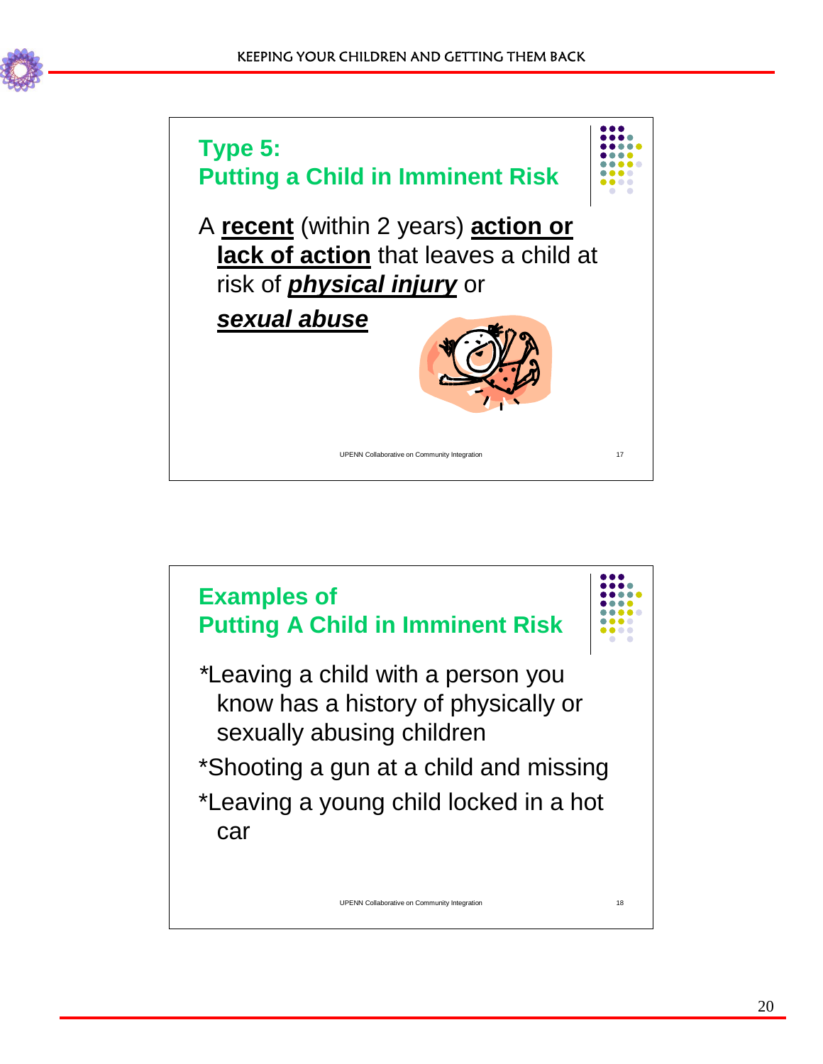## Type 5: Putting a Child in Imminent Risk

A **recent** (within 2 years) **action or lack of action** that leaves a child at risk of ***physical injury*** or ***sexual abuse***

## Examples of Putting A Child in Imminent Risk

*Leaving a child with a person you know has a history of physically or sexually abusing children

*Shooting a gun at a child and missing

*Leaving a young child locked in a hot car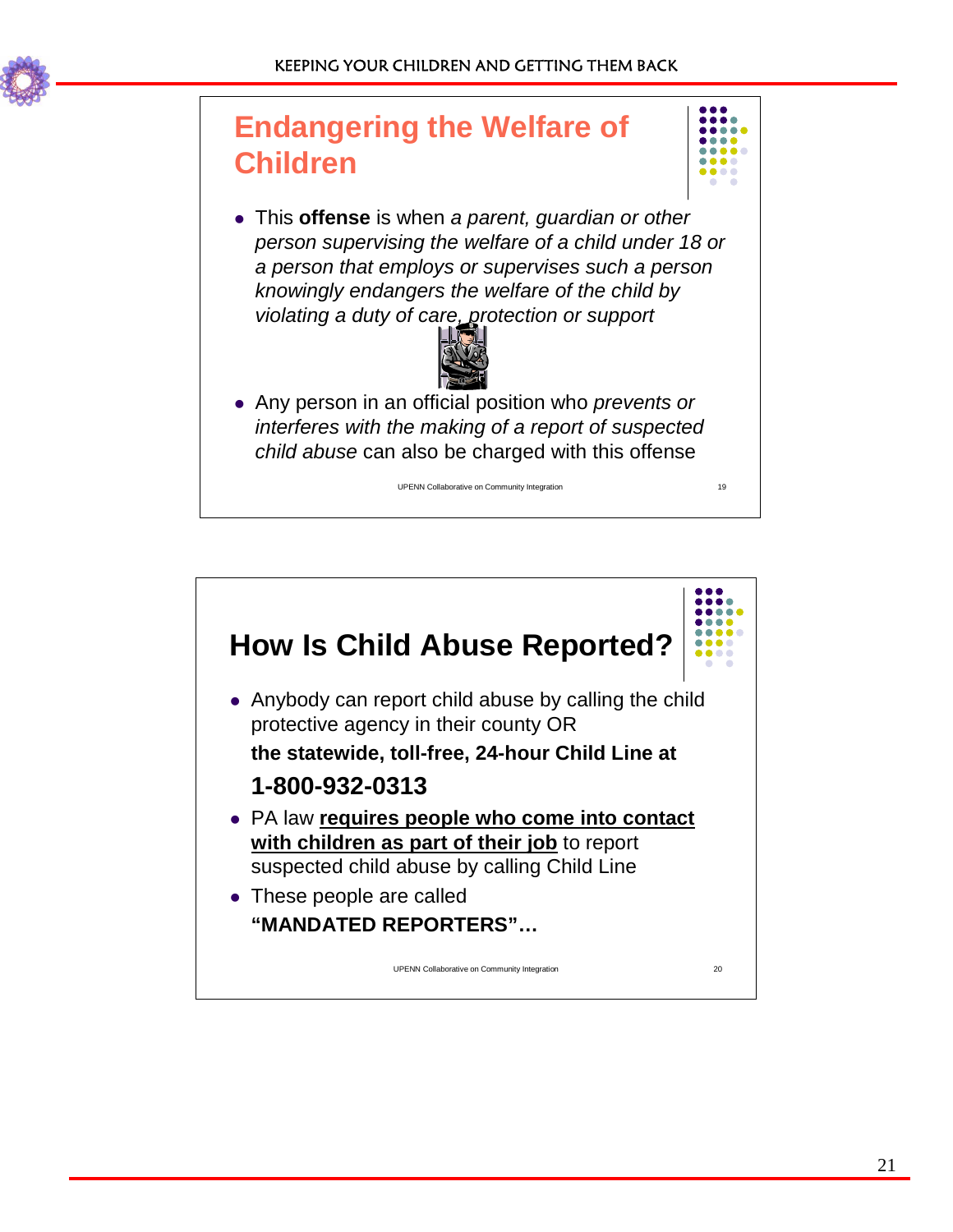## Endangering the Welfare of Children

- This **offense** is when *a parent, guardian or other person supervising the welfare of a child under 18 or a person that employs or supervises such a person knowingly endangers the welfare of the child by violating a duty of care, protection or support*
- Any person in an official position who *prevents or interferes with the making of a report of suspected child abuse* can also be charged with this offense

UPENN Collaborative on Community Integration

## How Is Child Abuse Reported?

- Anybody can report child abuse by calling the child protective agency in their county OR

  **the statewide, toll-free, 24-hour Child Line at**

  **1-800-932-0313**
- PA law **<u>requires people who come into contact with children as part of their job</u>** to report suspected child abuse by calling Child Line
- These people are called

  **"MANDATED REPORTERS"…**

UPENN Collaborative on Community Integration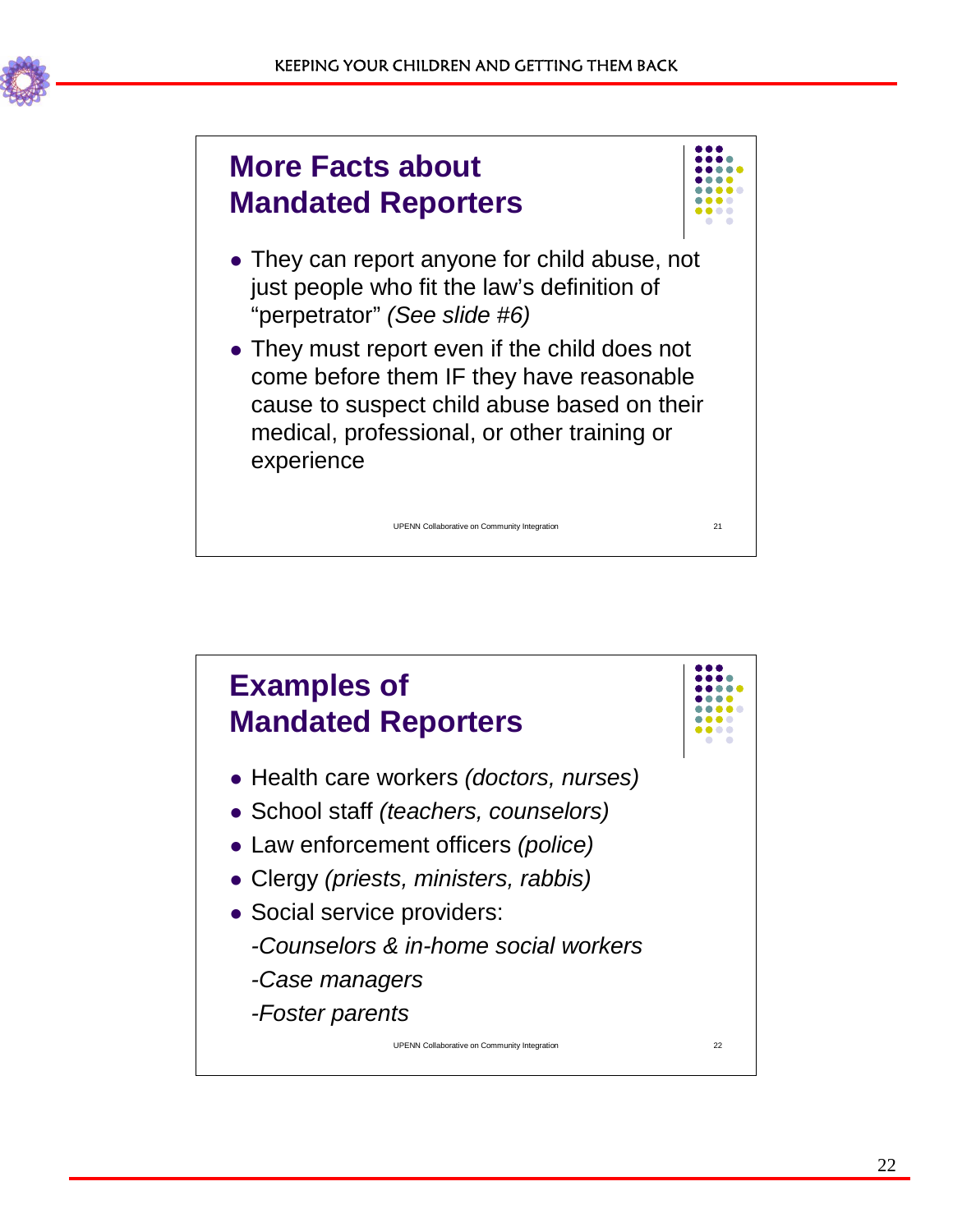## More Facts about Mandated Reporters

- They can report anyone for child abuse, not just people who fit the law's definition of "perpetrator" *(See slide #6)*
- They must report even if the child does not come before them IF they have reasonable cause to suspect child abuse based on their medical, professional, or other training or experience

UPENN Collaborative on Community Integration

## Examples of Mandated Reporters

- Health care workers *(doctors, nurses)*
- School staff *(teachers, counselors)*
- Law enforcement officers *(police)*
- Clergy *(priests, ministers, rabbis)*
- Social service providers:

  *-Counselors & in-home social workers*

  *-Case managers*

  *-Foster parents*

UPENN Collaborative on Community Integration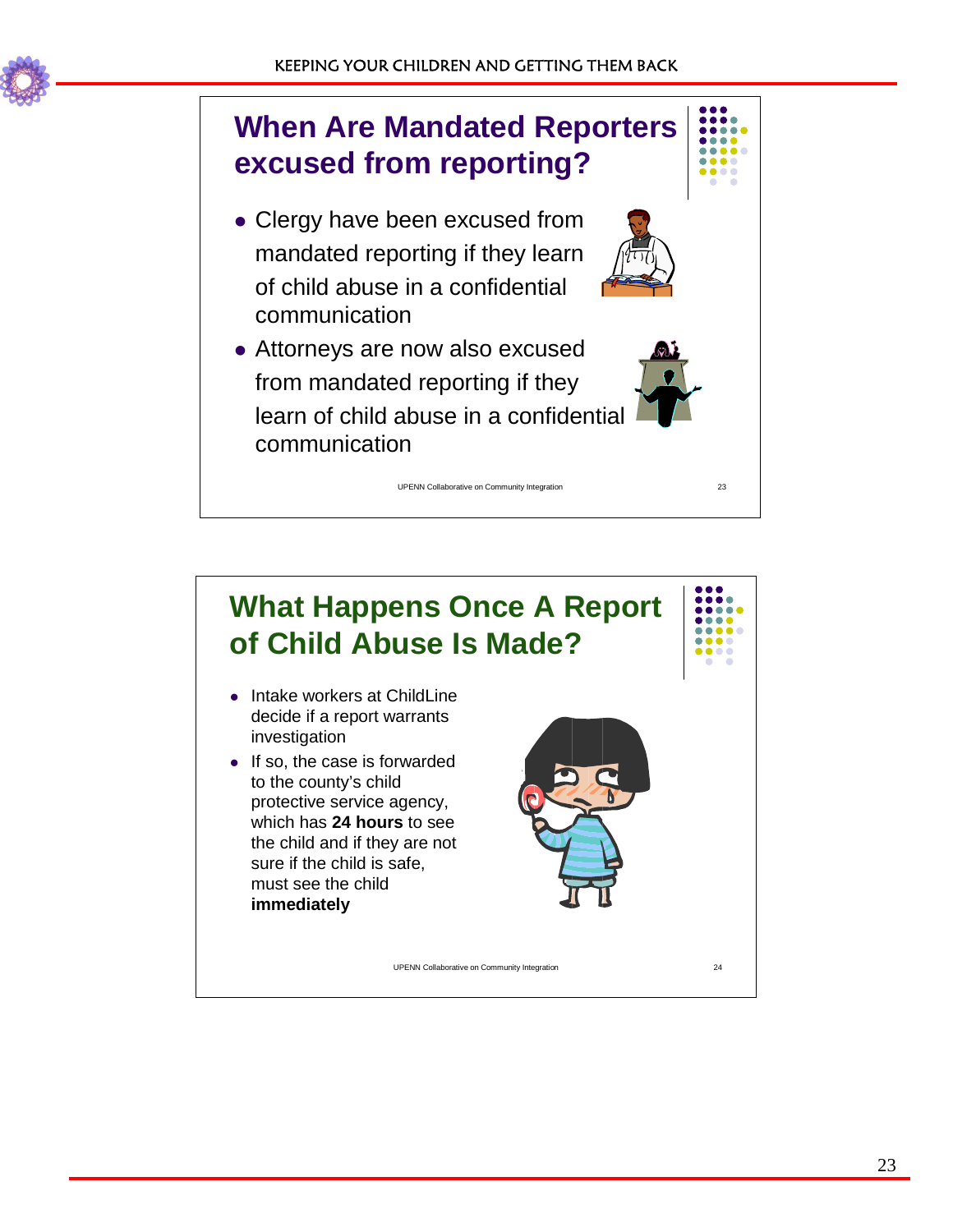## When Are Mandated Reporters excused from reporting?

- Clergy have been excused from mandated reporting if they learn of child abuse in a confidential communication
- Attorneys are now also excused from mandated reporting if they learn of child abuse in a confidential communication

UPENN Collaborative on Community Integration

## What Happens Once A Report of Child Abuse Is Made?

- Intake workers at ChildLine decide if a report warrants investigation
- If so, the case is forwarded to the county's child protective service agency, which has **24 hours** to see the child and if they are not sure if the child is safe, must see the child **immediately**

UPENN Collaborative on Community Integration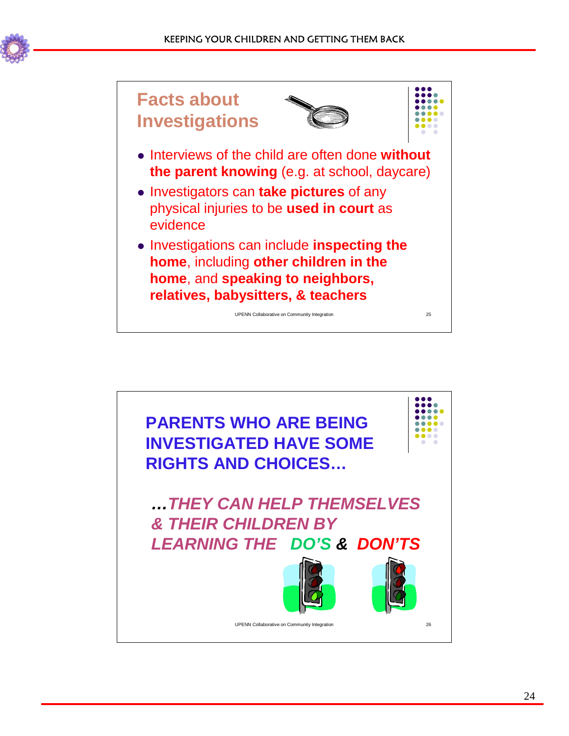## Facts about Investigations

- Interviews of the child are often done **without the parent knowing** (e.g. at school, daycare)
- Investigators can **take pictures** of any physical injuries to be **used in court** as evidence
- Investigations can include **inspecting the home**, including **other children in the home**, and **speaking to neighbors, relatives, babysitters, & teachers**

UPENN Collaborative on Community Integration

## PARENTS WHO ARE BEING INVESTIGATED HAVE SOME RIGHTS AND CHOICES…

***…THEY CAN HELP THEMSELVES & THEIR CHILDREN BY LEARNING THE DO'S & DON'TS***

UPENN Collaborative on Community Integration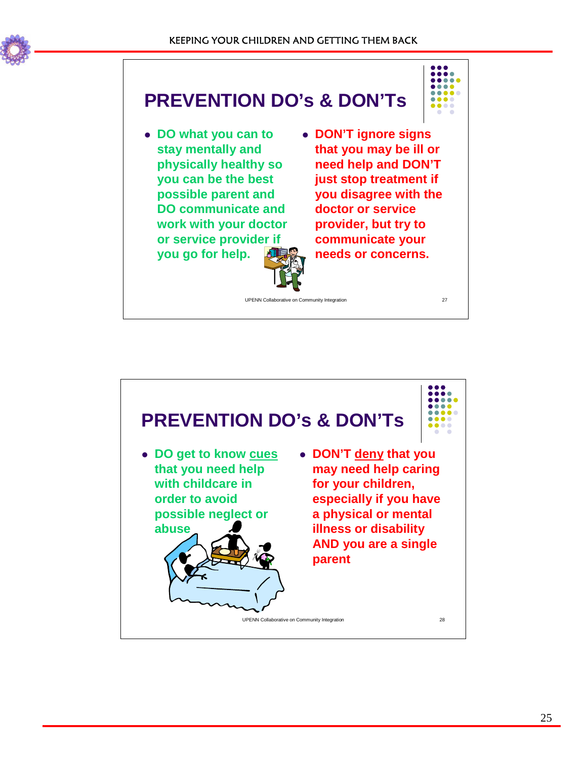## PREVENTION DO's & DON'Ts

- DO what you can to stay mentally and physically healthy so you can be the best possible parent and DO communicate and work with your doctor or service provider if you go for help.
- DON'T ignore signs that you may be ill or need help and DON'T just stop treatment if you disagree with the doctor or service provider, but try to communicate your needs or concerns.

UPENN Collaborative on Community Integration 27

## PREVENTION DO's & DON'Ts

- DO get to know cues that you need help with childcare in order to avoid possible neglect or abuse
- DON'T deny that you may need help caring for your children, especially if you have a physical or mental illness or disability AND you are a single parent

UPENN Collaborative on Community Integration 28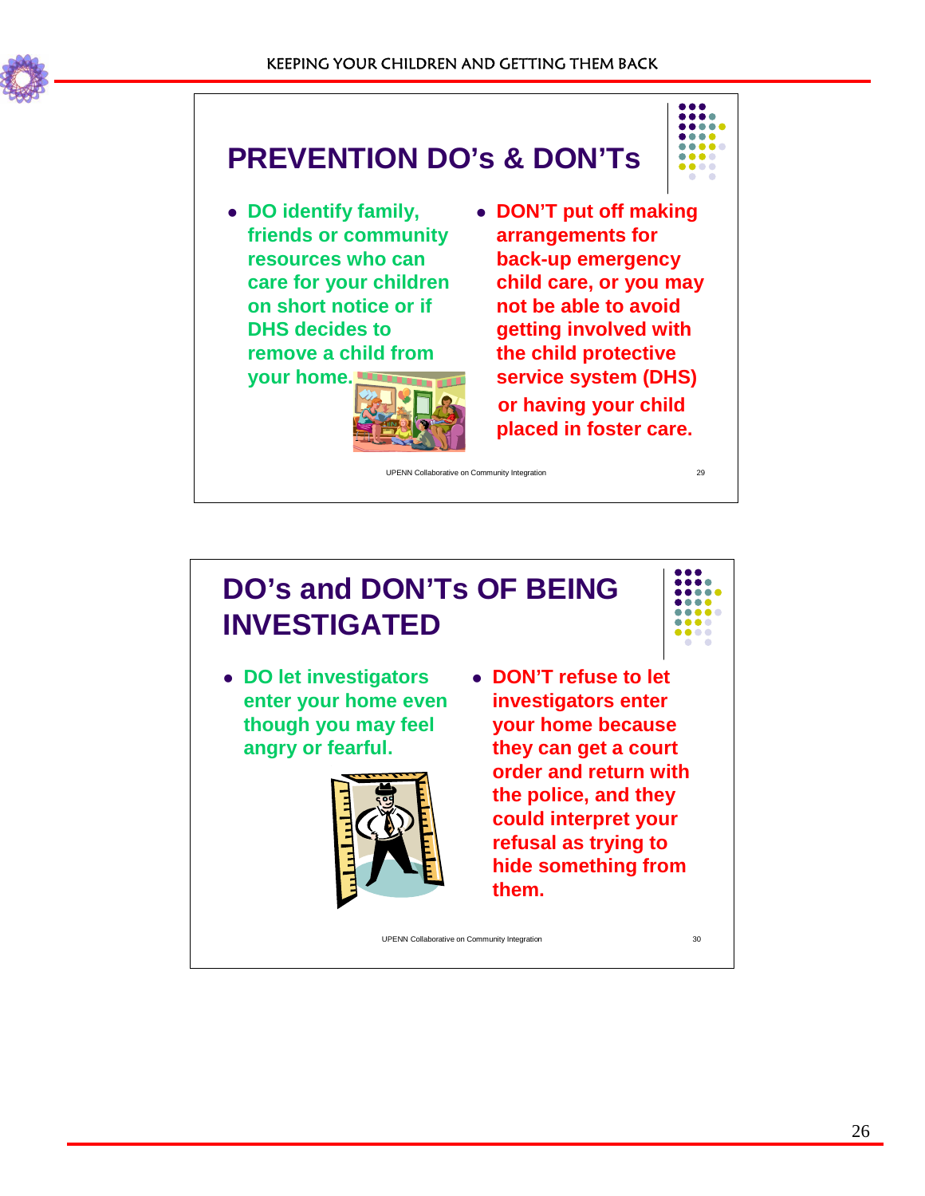## PREVENTION DO's & DON'Ts

- DO identify family, friends or community resources who can care for your children on short notice or if DHS decides to remove a child from your home.
- DON'T put off making arrangements for back-up emergency child care, or you may not be able to avoid getting involved with the child protective service system (DHS) or having your child placed in foster care.

UPENN Collaborative on Community Integration 29

## DO's and DON'Ts OF BEING INVESTIGATED

- DO let investigators enter your home even though you may feel angry or fearful.
- DON'T refuse to let investigators enter your home because they can get a court order and return with the police, and they could interpret your refusal as trying to hide something from them.

UPENN Collaborative on Community Integration 30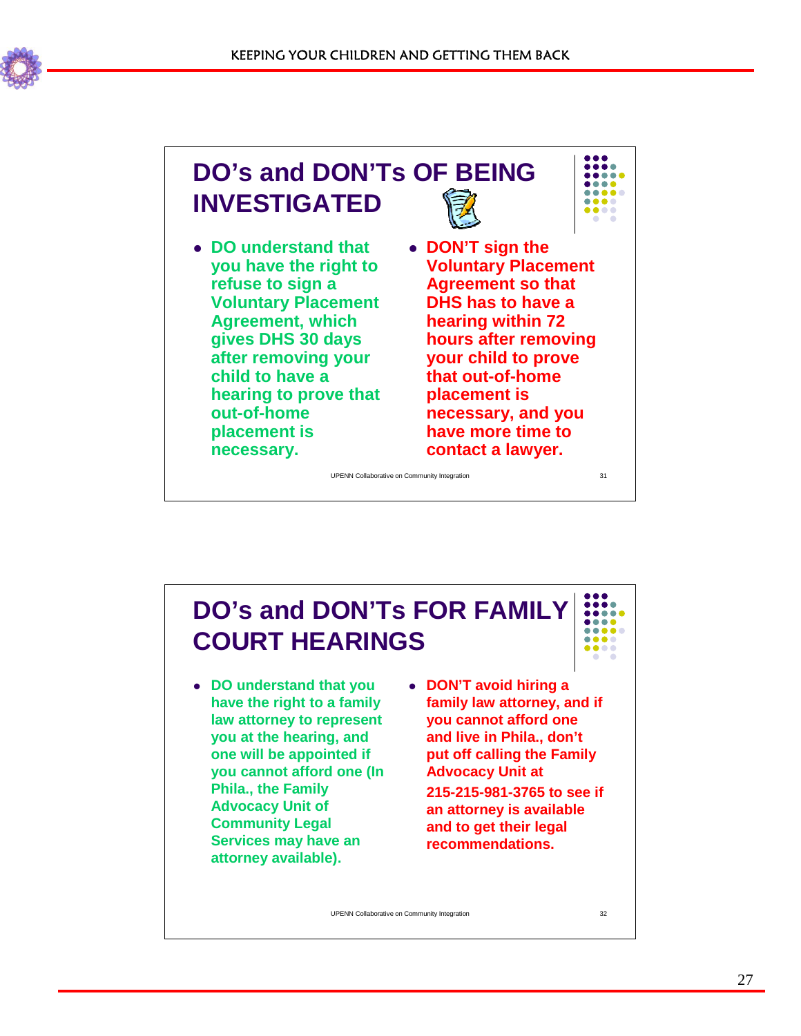## DO's and DON'Ts OF BEING INVESTIGATED

- **DO understand that you have the right to refuse to sign a Voluntary Placement Agreement, which gives DHS 30 days after removing your child to have a hearing to prove that out-of-home placement is necessary.**
- **DON'T sign the Voluntary Placement Agreement so that DHS has to have a hearing within 72 hours after removing your child to prove that out-of-home placement is necessary, and you have more time to contact a lawyer.**

UPENN Collaborative on Community Integration

## DO's and DON'Ts FOR FAMILY COURT HEARINGS

- **DO understand that you have the right to a family law attorney to represent you at the hearing, and one will be appointed if you cannot afford one (In Phila., the Family Advocacy Unit of Community Legal Services may have an attorney available).**
- **DON'T avoid hiring a family law attorney, and if you cannot afford one and live in Phila., don't put off calling the Family Advocacy Unit at 215-215-981-3765 to see if an attorney is available and to get their legal recommendations.**

UPENN Collaborative on Community Integration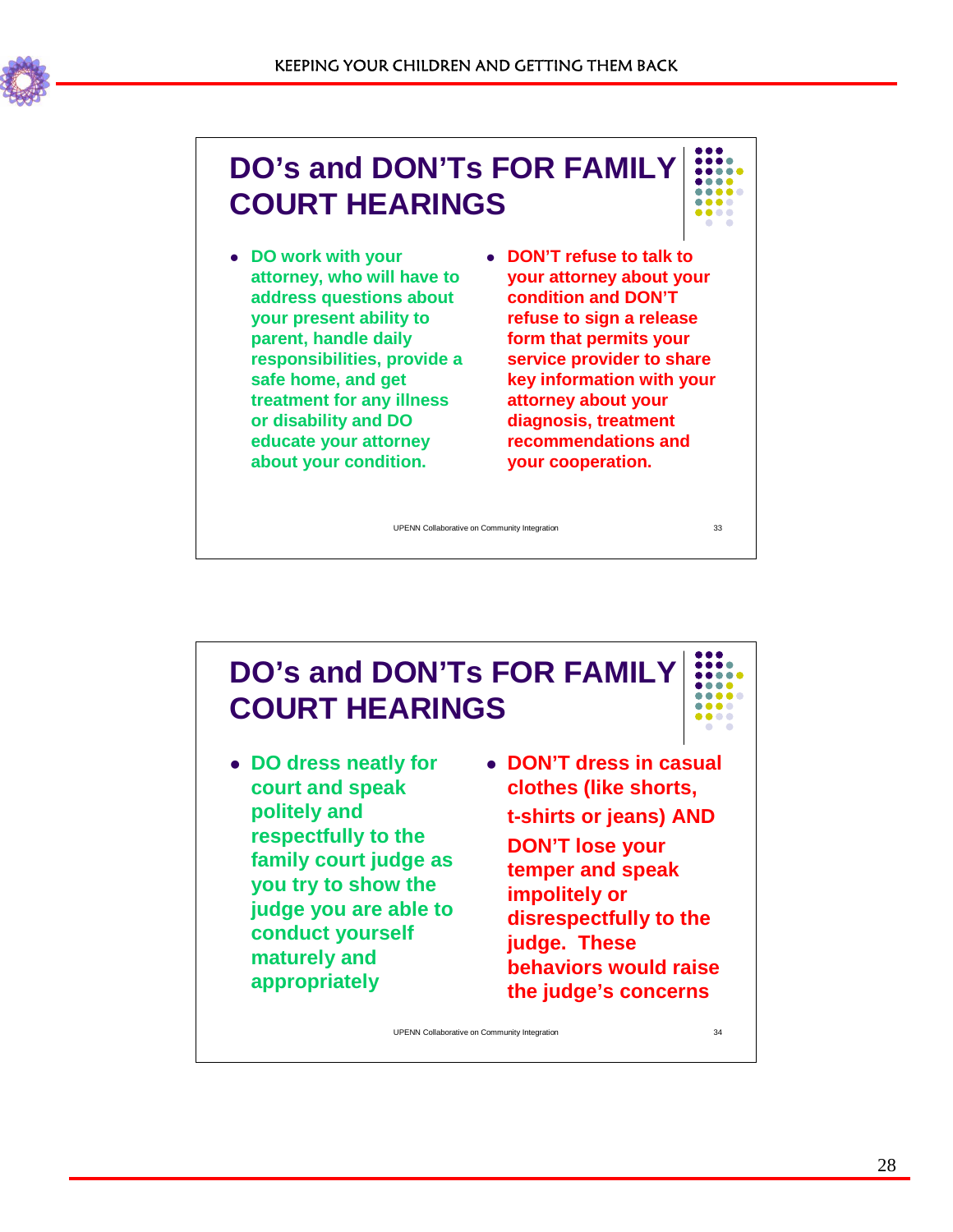## DO's and DON'Ts FOR FAMILY COURT HEARINGS

- DO work with your attorney, who will have to address questions about your present ability to parent, handle daily responsibilities, provide a safe home, and get treatment for any illness or disability and DO educate your attorney about your condition.
- DON'T refuse to talk to your attorney about your condition and DON'T refuse to sign a release form that permits your service provider to share key information with your attorney about your diagnosis, treatment recommendations and your cooperation.

UPENN Collaborative on Community Integration 33

## DO's and DON'Ts FOR FAMILY COURT HEARINGS

- DO dress neatly for court and speak politely and respectfully to the family court judge as you try to show the judge you are able to conduct yourself maturely and appropriately
- DON'T dress in casual clothes (like shorts, t-shirts or jeans) AND DON'T lose your temper and speak impolitely or disrespectfully to the judge. These behaviors would raise the judge's concerns

UPENN Collaborative on Community Integration 34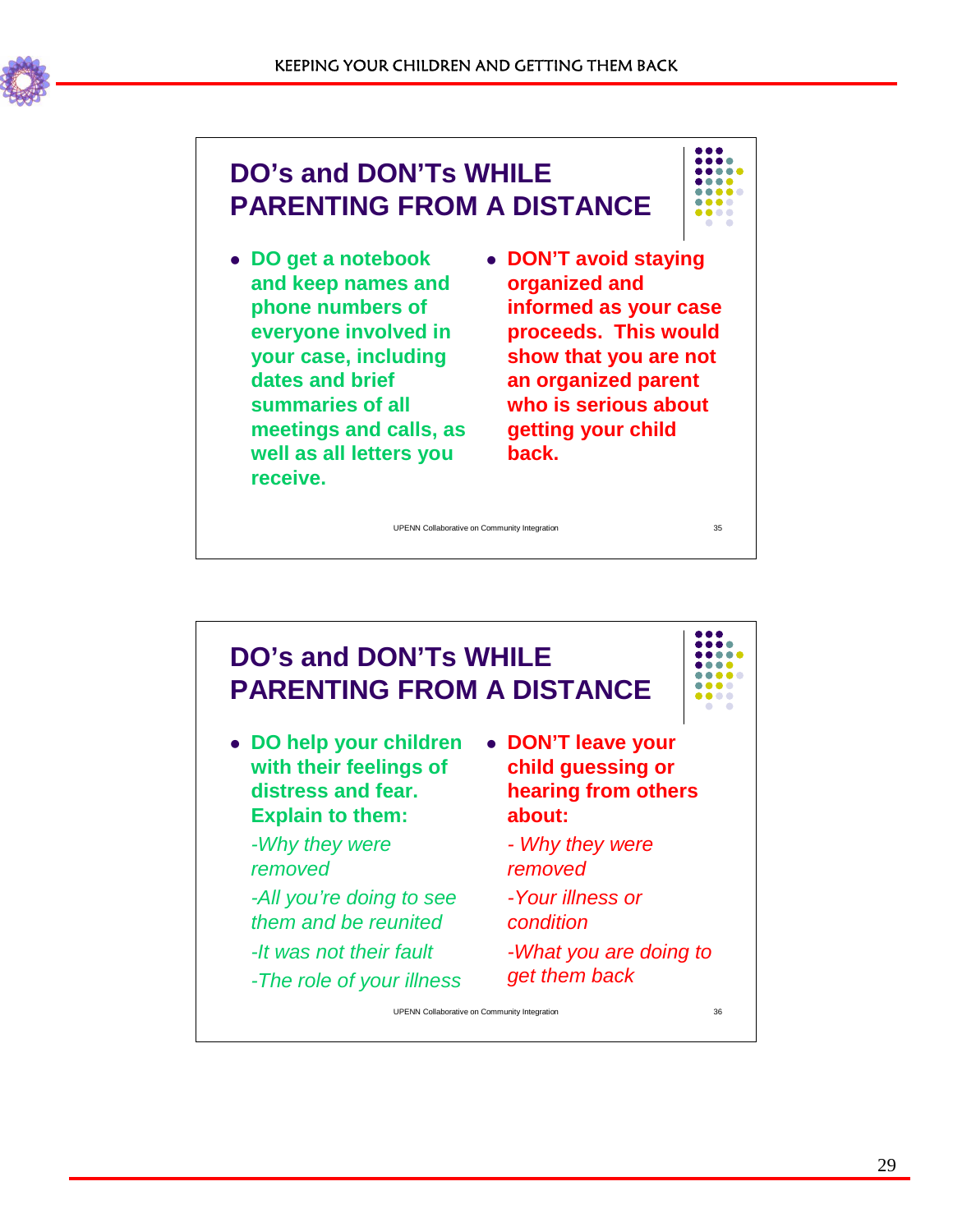## DO's and DON'Ts WHILE PARENTING FROM A DISTANCE

- **DO get a notebook and keep names and phone numbers of everyone involved in your case, including dates and brief summaries of all meetings and calls, as well as all letters you receive.**
- **DON'T avoid staying organized and informed as your case proceeds. This would show that you are not an organized parent who is serious about getting your child back.**

UPENN Collaborative on Community Integration

## DO's and DON'Ts WHILE PARENTING FROM A DISTANCE

- **DO help your children with their feelings of distress and fear. Explain to them:**

  *-Why they were removed*

  *-All you're doing to see them and be reunited*

  *-It was not their fault*

  *-The role of your illness*

- **DON'T leave your child guessing or hearing from others about:**

  *- Why they were removed*

  *-Your illness or condition*

  *-What you are doing to get them back*

UPENN Collaborative on Community Integration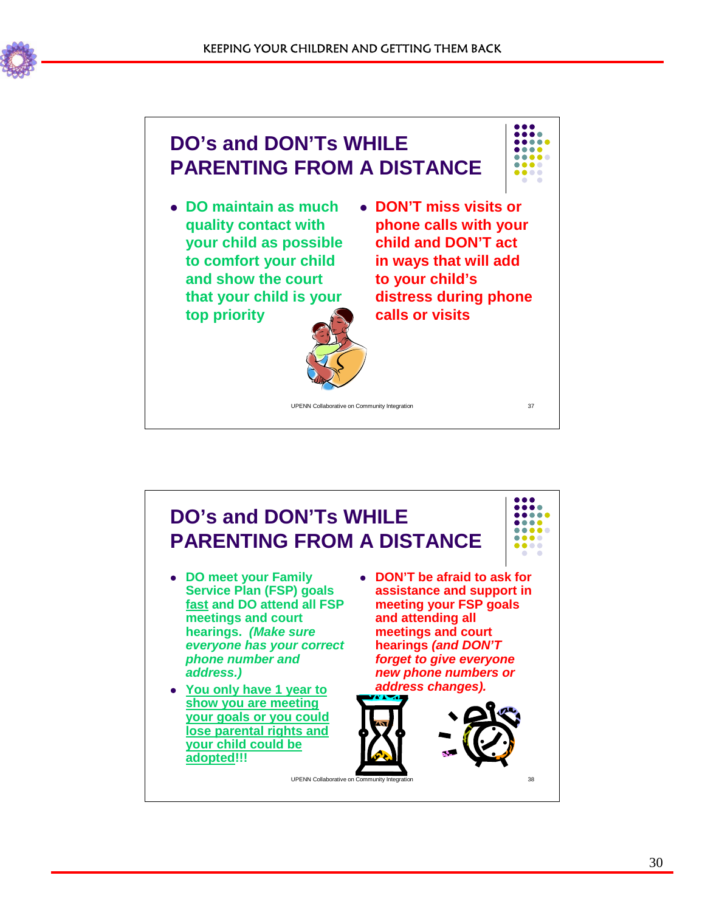## DO's and DON'Ts WHILE PARENTING FROM A DISTANCE

- **DO maintain as much quality contact with your child as possible to comfort your child and show the court that your child is your top priority**
- **DON'T miss visits or phone calls with your child and DON'T act in ways that will add to your child's distress during phone calls or visits**

UPENN Collaborative on Community Integration 37

## DO's and DON'Ts WHILE PARENTING FROM A DISTANCE

- **DO meet your Family Service Plan (FSP) goals <u>fast</u> and DO attend all FSP meetings and court hearings.** ***(Make sure everyone has your correct phone number and address.)***
- **<u>You only have 1 year to show you are meeting your goals or you could lose parental rights and your child could be adopted</u>!!!**
- **DON'T be afraid to ask for assistance and support in meeting your FSP goals and attending all meetings and court hearings** ***(and DON'T forget to give everyone new phone numbers or address changes).***

UPENN Collaborative on Community Integration 38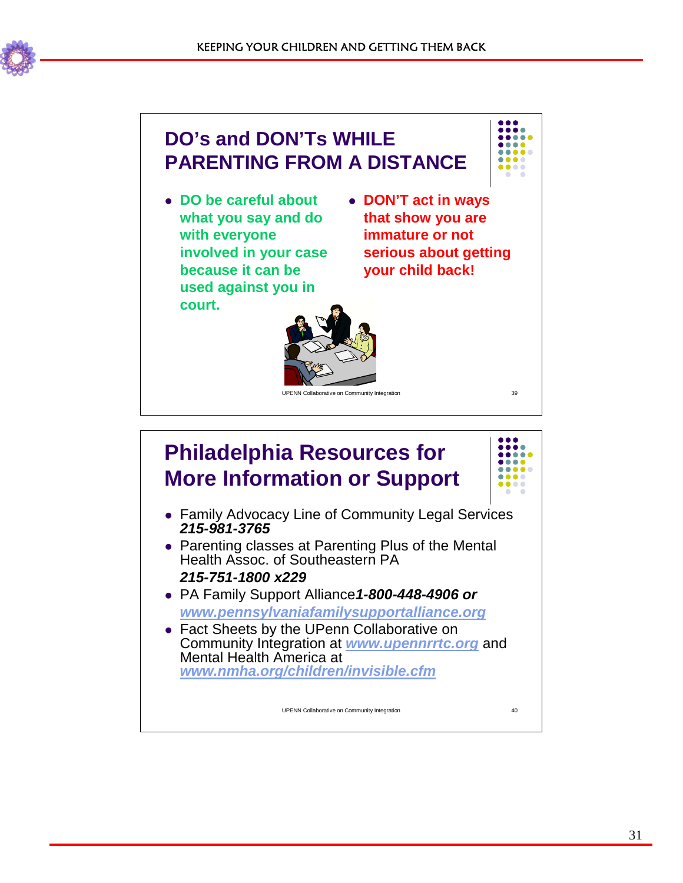## DO's and DON'Ts WHILE PARENTING FROM A DISTANCE

- **DO be careful about what you say and do with everyone involved in your case because it can be used against you in court.**
- **DON'T act in ways that show you are immature or not serious about getting your child back!**

UPENN Collaborative on Community Integration 39

## Philadelphia Resources for More Information or Support

- Family Advocacy Line of Community Legal Services ***215-981-3765***
- Parenting classes at Parenting Plus of the Mental Health Assoc. of Southeastern PA ***215-751-1800 x229***
- PA Family Support Alliance ***1-800-448-4906 or*** ***www.pennsylvaniafamilysupportalliance.org***
- Fact Sheets by the UPenn Collaborative on Community Integration at ***www.upennrrtc.org*** and Mental Health America at ***www.nmha.org/children/invisible.cfm***

UPENN Collaborative on Community Integration 40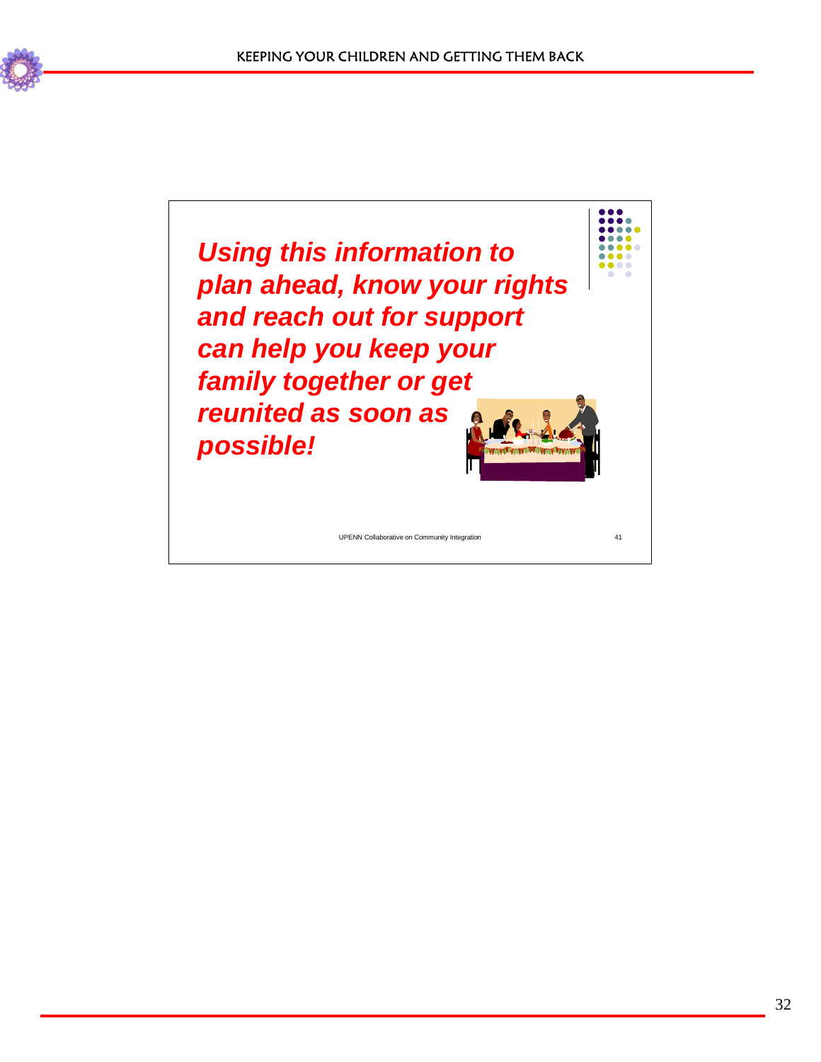***Using this information to plan ahead, know your rights and reach out for support can help you keep your family together or get reunited as soon as possible!***

UPENN Collaborative on Community Integration

41